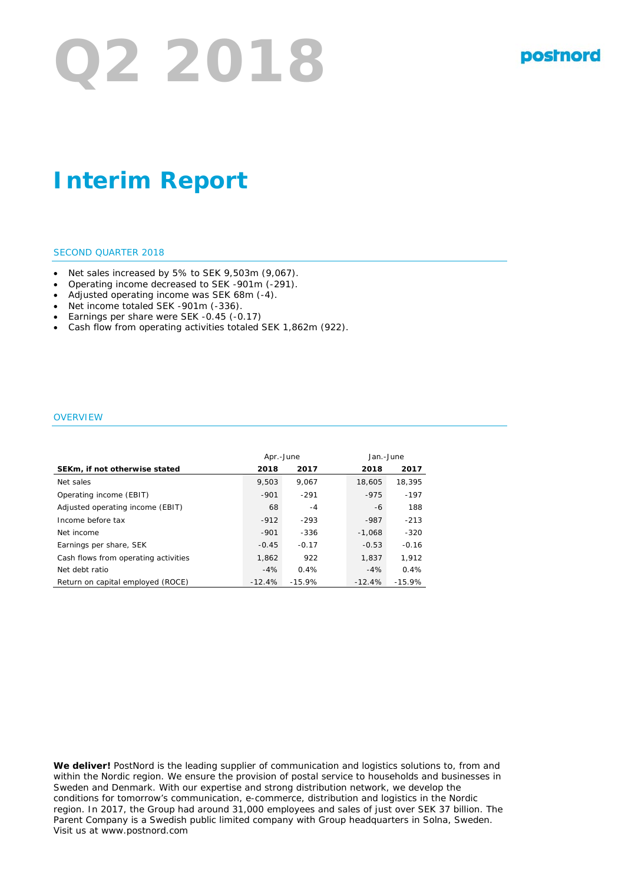# Q2 2018

postnord

# Interim Report

## SECOND QUARTER 2018

- Net sales increased by 5% to SEK 9,503m (9,067).
- Operating income decreased to SEK -901m (-291).
- Adjusted operating income was SEK 68m (-4).
- Net income totaled SEK -901m (-336).
- Earnings per share were SEK -0.45 (-0.17)
- Cash flow from operating activities totaled SEK 1,862m (922).

## OVERVIEW

| | Apr.-June | | Jan.-June | |
|---|---|---|---|---|
| **SEKm, if not otherwise stated** | **2018** | **2017** | **2018** | **2017** |
| Net sales | 9,503 | 9,067 | 18,605 | 18,395 |
| Operating income (EBIT) | -901 | -291 | -975 | -197 |
| Adjusted operating income (EBIT) | 68 | -4 | -6 | 188 |
| Income before tax | -912 | -293 | -987 | -213 |
| Net income | -901 | -336 | -1,068 | -320 |
| Earnings per share, SEK | -0.45 | -0.17 | -0.53 | -0.16 |
| Cash flows from operating activities | 1,862 | 922 | 1,837 | 1,912 |
| Net debt ratio | -4% | 0.4% | -4% | 0.4% |
| Return on capital employed (ROCE) | -12.4% | -15.9% | -12.4% | -15.9% |

**We deliver!** PostNord is the leading supplier of communication and logistics solutions to, from and within the Nordic region. We ensure the provision of postal service to households and businesses in Sweden and Denmark. With our expertise and strong distribution network, we develop the conditions for tomorrow's communication, e-commerce, distribution and logistics in the Nordic region. In 2017, the Group had around 31,000 employees and sales of just over SEK 37 billion. The Parent Company is a Swedish public limited company with Group headquarters in Solna, Sweden. Visit us at www.postnord.com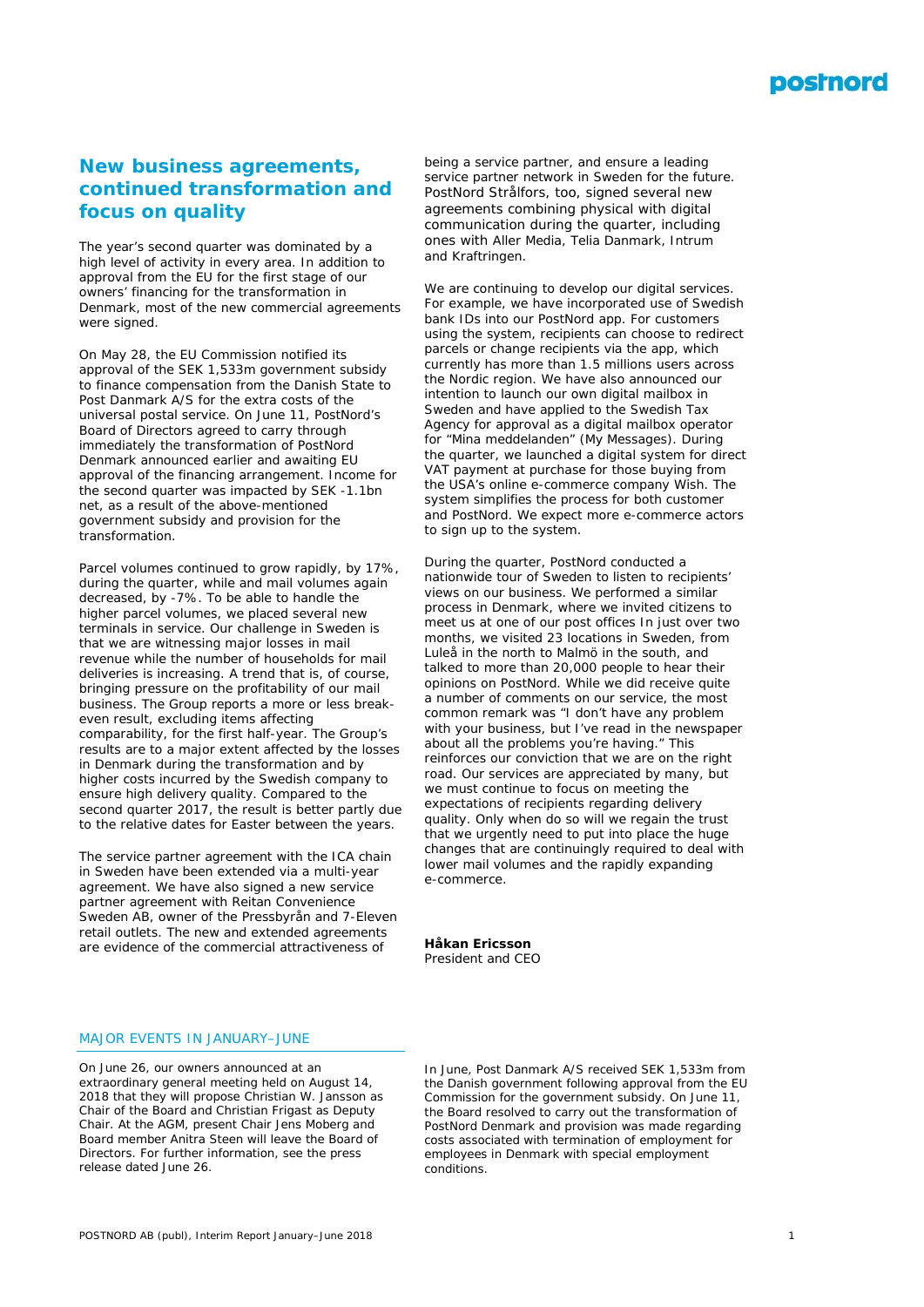## New business agreements, continued transformation and focus on quality

The year's second quarter was dominated by a high level of activity in every area. In addition to approval from the EU for the first stage of our owners' financing for the transformation in Denmark, most of the new commercial agreements were signed.

On May 28, the EU Commission notified its approval of the SEK 1,533m government subsidy to finance compensation from the Danish State to Post Danmark A/S for the extra costs of the universal postal service. On June 11, PostNord's Board of Directors agreed to carry through immediately the transformation of PostNord Denmark announced earlier and awaiting EU approval of the financing arrangement. Income for the second quarter was impacted by SEK -1.1bn net, as a result of the above-mentioned government subsidy and provision for the transformation.

Parcel volumes continued to grow rapidly, by 17%, during the quarter, while and mail volumes again decreased, by -7%. To be able to handle the higher parcel volumes, we placed several new terminals in service. Our challenge in Sweden is that we are witnessing major losses in mail revenue while the number of households for mail deliveries is increasing. A trend that is, of course, bringing pressure on the profitability of our mail business. The Group reports a more or less break-even result, excluding items affecting comparability, for the first half-year. The Group's results are to a major extent affected by the losses in Denmark during the transformation and by higher costs incurred by the Swedish company to ensure high delivery quality. Compared to the second quarter 2017, the result is better partly due to the relative dates for Easter between the years.

The service partner agreement with the ICA chain in Sweden have been extended via a multi-year agreement. We have also signed a new service partner agreement with Reitan Convenience Sweden AB, owner of the Pressbyrån and 7-Eleven retail outlets. The new and extended agreements are evidence of the commercial attractiveness of being a service partner, and ensure a leading service partner network in Sweden for the future. PostNord Strålfors, too, signed several new agreements combining physical with digital communication during the quarter, including ones with Aller Media, Telia Danmark, Intrum and Kraftringen.

We are continuing to develop our digital services. For example, we have incorporated use of Swedish bank IDs into our PostNord app. For customers using the system, recipients can choose to redirect parcels or change recipients via the app, which currently has more than 1.5 millions users across the Nordic region. We have also announced our intention to launch our own digital mailbox in Sweden and have applied to the Swedish Tax Agency for approval as a digital mailbox operator for "Mina meddelanden" (My Messages). During the quarter, we launched a digital system for direct VAT payment at purchase for those buying from the USA's online e-commerce company Wish. The system simplifies the process for both customer and PostNord. We expect more e-commerce actors to sign up to the system.

During the quarter, PostNord conducted a nationwide tour of Sweden to listen to recipients' views on our business. We performed a similar process in Denmark, where we invited citizens to meet us at one of our post offices In just over two months, we visited 23 locations in Sweden, from Luleå in the north to Malmö in the south, and talked to more than 20,000 people to hear their opinions on PostNord. While we did receive quite a number of comments on our service, the most common remark was "I don't have any problem with your business, but I've read in the newspaper about all the problems you're having." This reinforces our conviction that we are on the right road. Our services are appreciated by many, but we must continue to focus on meeting the expectations of recipients regarding delivery quality. Only when do so will we regain the trust that we urgently need to put into place the huge changes that are continuingly required to deal with lower mail volumes and the rapidly expanding e-commerce.

**Håkan Ericsson**
President and CEO

### MAJOR EVENTS IN JANUARY–JUNE

On June 26, our owners announced at an extraordinary general meeting held on August 14, 2018 that they will propose Christian W. Jansson as Chair of the Board and Christian Frigast as Deputy Chair. At the AGM, present Chair Jens Moberg and Board member Anitra Steen will leave the Board of Directors. For further information, see the press release dated June 26.

In June, Post Danmark A/S received SEK 1,533m from the Danish government following approval from the EU Commission for the government subsidy. On June 11, the Board resolved to carry out the transformation of PostNord Denmark and provision was made regarding costs associated with termination of employment for employees in Denmark with special employment conditions.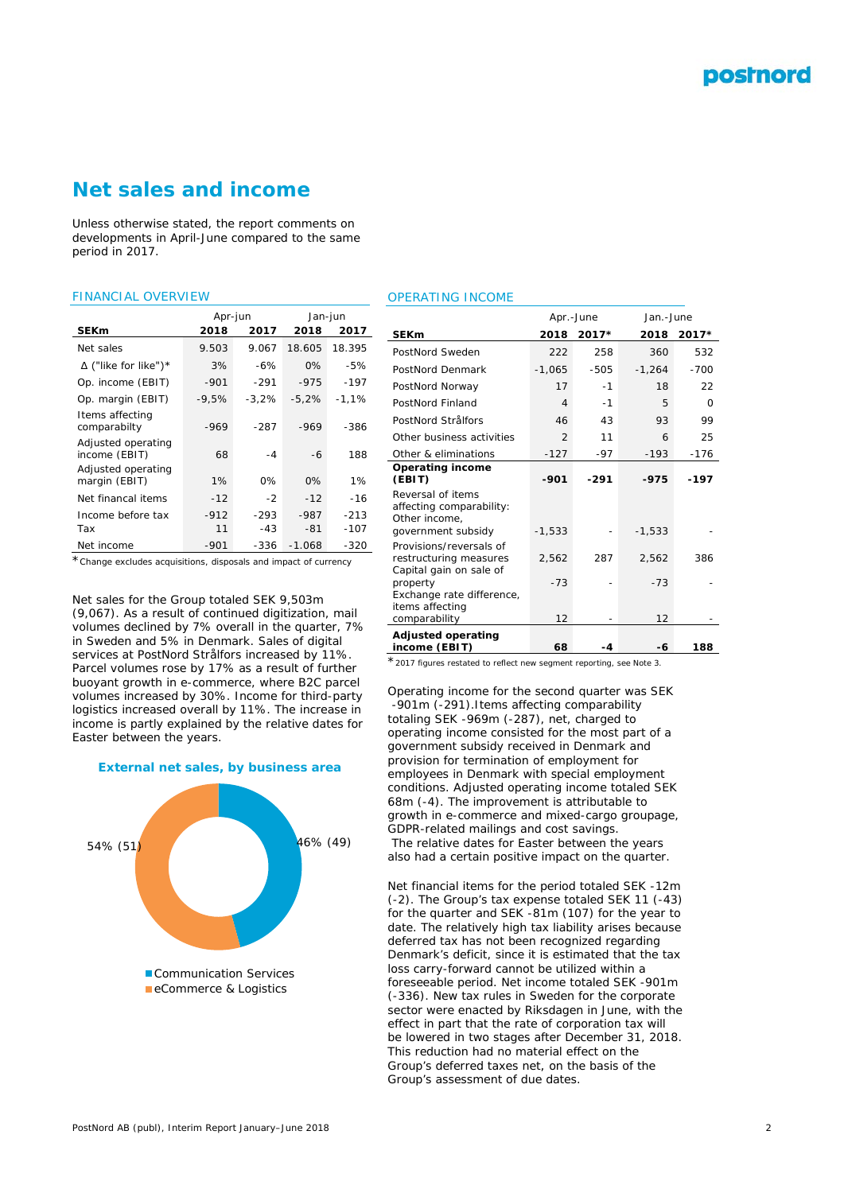# Net sales and income

Unless otherwise stated, the report comments on developments in April-June compared to the same period in 2017.

FINANCIAL OVERVIEW

| | Apr-jun | | Jan-jun | |
|---|---|---|---|---|
| **SEKm** | **2018** | **2017** | **2018** | **2017** |
| Net sales | 9.503 | 9.067 | 18.605 | 18.395 |
| Δ ("like for like")* | 3% | -6% | 0% | -5% |
| Op. income (EBIT) | -901 | -291 | -975 | -197 |
| Op. margin (EBIT) | -9,5% | -3,2% | -5,2% | -1,1% |
| Items affecting comparabilty | -969 | -287 | -969 | -386 |
| Adjusted operating income (EBIT) | 68 | -4 | -6 | 188 |
| Adjusted operating margin (EBIT) | 1% | 0% | 0% | 1% |
| Net financal items | -12 | -2 | -12 | -16 |
| Income before tax | -912 | -293 | -987 | -213 |
| Tax | 11 | -43 | -81 | -107 |
| Net income | -901 | -336 | -1.068 | -320 |

* Change excludes acquisitions, disposals and impact of currency

Net sales for the Group totaled SEK 9,503m (9,067). As a result of continued digitization, mail volumes declined by 7% overall in the quarter, 7% in Sweden and 5% in Denmark. Sales of digital services at PostNord Strålfors increased by 11%. Parcel volumes rose by 17% as a result of further buoyant growth in e-commerce, where B2C parcel volumes increased by 30%. Income for third-party logistics increased overall by 11%. The increase in income is partly explained by the relative dates for Easter between the years.

**External net sales, by business area**

54% (51)

46% (49)

- Communication Services
- eCommerce & Logistics

OPERATING INCOME

| | Apr.-June | | Jan.-June | |
|---|---|---|---|---|
| **SEKm** | **2018** | **2017*** | **2018** | **2017*** |
| PostNord Sweden | 222 | 258 | 360 | 532 |
| PostNord Denmark | -1,065 | -505 | -1,264 | -700 |
| PostNord Norway | 17 | -1 | 18 | 22 |
| PostNord Finland | 4 | -1 | 5 | 0 |
| PostNord Strålfors | 46 | 43 | 93 | 99 |
| Other business activities | 2 | 11 | 6 | 25 |
| Other & eliminations | -127 | -97 | -193 | -176 |
| **Operating income (EBIT)** | **-901** | **-291** | **-975** | **-197** |
| Reversal of items affecting comparability: Other income, government subsidy | -1,533 | - | -1,533 | - |
| Provisions/reversals of restructuring measures | 2,562 | 287 | 2,562 | 386 |
| Capital gain on sale of property | -73 | - | -73 | - |
| Exchange rate difference, items affecting comparability | 12 | - | 12 | - |
| **Adjusted operating income (EBIT)** | **68** | **-4** | **-6** | **188** |

* 2017 figures restated to reflect new segment reporting, see Note 3.

Operating income for the second quarter was SEK -901m (-291).Items affecting comparability totaling SEK -969m (-287), net, charged to operating income consisted for the most part of a government subsidy received in Denmark and provision for termination of employment for employees in Denmark with special employment conditions. Adjusted operating income totaled SEK 68m (-4). The improvement is attributable to growth in e-commerce and mixed-cargo groupage, GDPR-related mailings and cost savings. The relative dates for Easter between the years also had a certain positive impact on the quarter.

Net financial items for the period totaled SEK -12m (-2). The Group's tax expense totaled SEK 11 (-43) for the quarter and SEK -81m (107) for the year to date. The relatively high tax liability arises because deferred tax has not been recognized regarding Denmark's deficit, since it is estimated that the tax loss carry-forward cannot be utilized within a foreseeable period. Net income totaled SEK -901m (-336). New tax rules in Sweden for the corporate sector were enacted by Riksdagen in June, with the effect in part that the rate of corporation tax will be lowered in two stages after December 31, 2018. This reduction had no material effect on the Group's deferred taxes net, on the basis of the Group's assessment of due dates.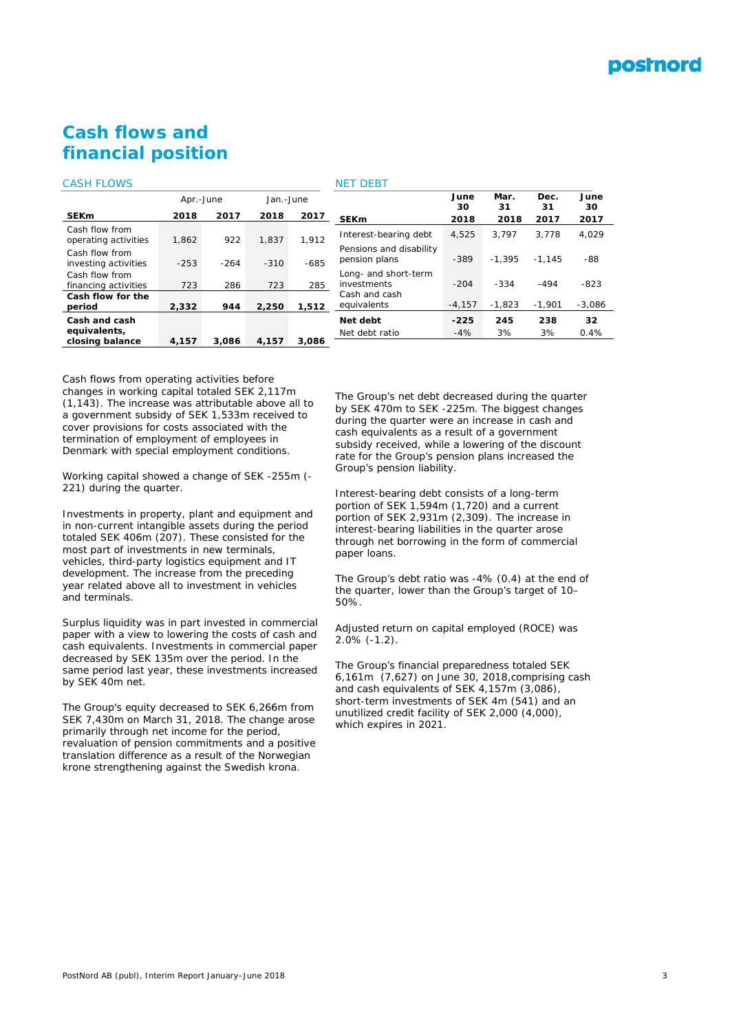# Cash flows and financial position

### CASH FLOWS

| | Apr.-June | | Jan.-June | |
|---|---|---|---|---|
| **SEKm** | **2018** | **2017** | **2018** | **2017** |
| Cash flow from operating activities | 1,862 | 922 | 1,837 | 1,912 |
| Cash flow from investing activities | -253 | -264 | -310 | -685 |
| Cash flow from financing activities | 723 | 286 | 723 | 285 |
| **Cash flow for the period** | **2,332** | **944** | **2,250** | **1,512** |
| **Cash and cash equivalents, closing balance** | **4,157** | **3,086** | **4,157** | **3,086** |

### NET DEBT

| **SEKm** | **June 30 2018** | **Mar. 31 2018** | **Dec. 31 2017** | **June 30 2017** |
|---|---|---|---|---|
| Interest-bearing debt | 4,525 | 3,797 | 3,778 | 4,029 |
| Pensions and disability pension plans | -389 | -1,395 | -1,145 | -88 |
| Long- and short-term investments | -204 | -334 | -494 | -823 |
| Cash and cash equivalents | -4,157 | -1,823 | -1,901 | -3,086 |
| **Net debt** | **-225** | **245** | **238** | **32** |
| Net debt ratio | -4% | 3% | 3% | 0.4% |

Cash flows from operating activities before changes in working capital totaled SEK 2,117m (1,143). The increase was attributable above all to a government subsidy of SEK 1,533m received to cover provisions for costs associated with the termination of employment of employees in Denmark with special employment conditions.

Working capital showed a change of SEK -255m (-221) during the quarter.

Investments in property, plant and equipment and in non-current intangible assets during the period totaled SEK 406m (207). These consisted for the most part of investments in new terminals, vehicles, third-party logistics equipment and IT development. The increase from the preceding year related above all to investment in vehicles and terminals.

Surplus liquidity was in part invested in commercial paper with a view to lowering the costs of cash and cash equivalents. Investments in commercial paper decreased by SEK 135m over the period. In the same period last year, these investments increased by SEK 40m net.

The Group's equity decreased to SEK 6,266m from SEK 7,430m on March 31, 2018. The change arose primarily through net income for the period, revaluation of pension commitments and a positive translation difference as a result of the Norwegian krone strengthening against the Swedish krona.

The Group's net debt decreased during the quarter by SEK 470m to SEK -225m. The biggest changes during the quarter were an increase in cash and cash equivalents as a result of a government subsidy received, while a lowering of the discount rate for the Group's pension plans increased the Group's pension liability.

Interest-bearing debt consists of a long-term portion of SEK 1,594m (1,720) and a current portion of SEK 2,931m (2,309). The increase in interest-bearing liabilities in the quarter arose through net borrowing in the form of commercial paper loans.

The Group's debt ratio was -4% (0.4) at the end of the quarter, lower than the Group's target of 10–50%.

Adjusted return on capital employed (ROCE) was 2.0% (-1.2).

The Group's financial preparedness totaled SEK 6,161m (7,627) on June 30, 2018,comprising cash and cash equivalents of SEK 4,157m (3,086), short-term investments of SEK 4m (541) and an unutilized credit facility of SEK 2,000 (4,000), which expires in 2021.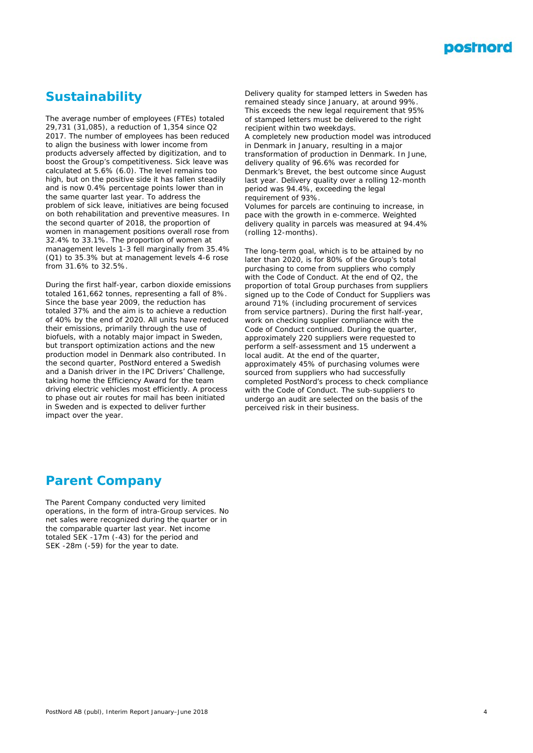## Sustainability

The average number of employees (FTEs) totaled 29,731 (31,085), a reduction of 1,354 since Q2 2017. The number of employees has been reduced to align the business with lower income from products adversely affected by digitization, and to boost the Group's competitiveness. Sick leave was calculated at 5.6% (6.0). The level remains too high, but on the positive side it has fallen steadily and is now 0.4% percentage points lower than in the same quarter last year. To address the problem of sick leave, initiatives are being focused on both rehabilitation and preventive measures. In the second quarter of 2018, the proportion of women in management positions overall rose from 32.4% to 33.1%. The proportion of women at management levels 1-3 fell marginally from 35.4% (Q1) to 35.3% but at management levels 4-6 rose from 31.6% to 32.5%.

During the first half-year, carbon dioxide emissions totaled 161,662 tonnes, representing a fall of 8%. Since the base year 2009, the reduction has totaled 37% and the aim is to achieve a reduction of 40% by the end of 2020. All units have reduced their emissions, primarily through the use of biofuels, with a notably major impact in Sweden, but transport optimization actions and the new production model in Denmark also contributed. In the second quarter, PostNord entered a Swedish and a Danish driver in the IPC Drivers' Challenge, taking home the Efficiency Award for the team driving electric vehicles most efficiently. A process to phase out air routes for mail has been initiated in Sweden and is expected to deliver further impact over the year.

Delivery quality for stamped letters in Sweden has remained steady since January, at around 99%. This exceeds the new legal requirement that 95% of stamped letters must be delivered to the right recipient within two weekdays.
A completely new production model was introduced in Denmark in January, resulting in a major transformation of production in Denmark. In June, delivery quality of 96.6% was recorded for Denmark's Brevet, the best outcome since August last year. Delivery quality over a rolling 12-month period was 94.4%, exceeding the legal requirement of 93%.
Volumes for parcels are continuing to increase, in pace with the growth in e-commerce. Weighted delivery quality in parcels was measured at 94.4% (rolling 12-months).

The long-term goal, which is to be attained by no later than 2020, is for 80% of the Group's total purchasing to come from suppliers who comply with the Code of Conduct. At the end of Q2, the proportion of total Group purchases from suppliers signed up to the Code of Conduct for Suppliers was around 71% (including procurement of services from service partners). During the first half-year, work on checking supplier compliance with the Code of Conduct continued. During the quarter, approximately 220 suppliers were requested to perform a self-assessment and 15 underwent a local audit. At the end of the quarter, approximately 45% of purchasing volumes were sourced from suppliers who had successfully completed PostNord's process to check compliance with the Code of Conduct. The sub-suppliers to undergo an audit are selected on the basis of the perceived risk in their business.

## Parent Company

The Parent Company conducted very limited operations, in the form of intra-Group services. No net sales were recognized during the quarter or in the comparable quarter last year. Net income totaled SEK -17m (-43) for the period and SEK -28m (-59) for the year to date.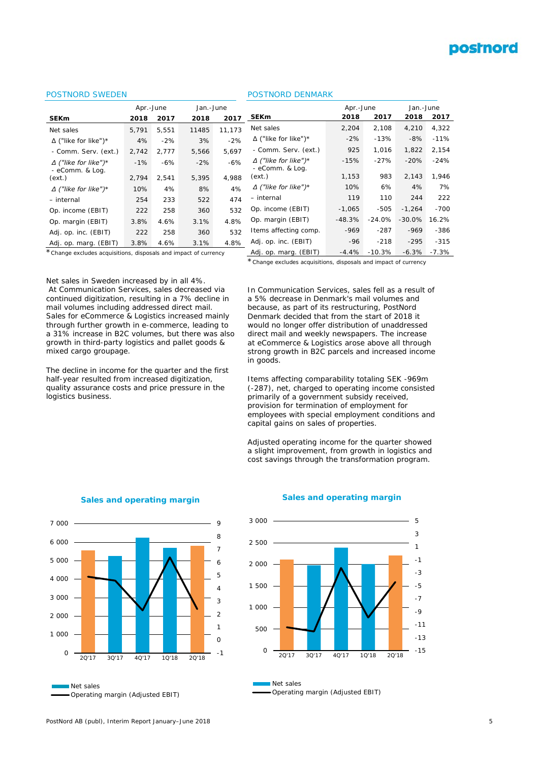## POSTNORD SWEDEN

| SEKm | Apr.-June 2018 | Apr.-June 2017 | Jan.-June 2018 | Jan.-June 2017 |
|---|---|---|---|---|
| Net sales | 5,791 | 5,551 | 11485 | 11,173 |
| Δ ("like for like")* | 4% | -2% | 3% | -2% |
| - Comm. Serv. (ext.) | 2,742 | 2,777 | 5,566 | 5,697 |
| *Δ ("like for like")** | -1% | -6% | -2% | -6% |
| - eComm. & Log. (ext.) | 2,794 | 2,541 | 5,395 | 4,988 |
| *Δ ("like for like")** | 10% | 4% | 8% | 4% |
| – internal | 254 | 233 | 522 | 474 |
| Op. income (EBIT) | 222 | 258 | 360 | 532 |
| Op. margin (EBIT) | 3.8% | 4.6% | 3.1% | 4.8% |
| Adj. op. inc. (EBIT) | 222 | 258 | 360 | 532 |
| Adj. op. marg. (EBIT) | 3.8% | 4.6% | 3.1% | 4.8% |

*Change excludes acquisitions, disposals and impact of currency

Net sales in Sweden increased by in all 4%. At Communication Services, sales decreased via continued digitization, resulting in a 7% decline in mail volumes including addressed direct mail. Sales for eCommerce & Logistics increased mainly through further growth in e-commerce, leading to a 31% increase in B2C volumes, but there was also growth in third-party logistics and pallet goods & mixed cargo groupage.

The decline in income for the quarter and the first half-year resulted from increased digitization, quality assurance costs and price pressure in the logistics business.

### Sales and operating margin

| | 2Q'17 | 3Q'17 | 4Q'17 | 1Q'18 | 2Q'18 |
|---|---|---|---|---|---|
| Net sales | 5,551 | 5,250 | 6,250 | 5,694 | 5,791 |
| Operating margin (Adjusted EBIT) | 4.6 | 4.3 | 2.3 | 6.3 | 3.8 |

Net sales
Operating margin (Adjusted EBIT)

## POSTNORD DENMARK

| SEKm | Apr.-June 2018 | Apr.-June 2017 | Jan.-June 2018 | Jan.-June 2017 |
|---|---|---|---|---|
| Net sales | 2,204 | 2,108 | 4,210 | 4,322 |
| Δ ("like for like")* | -2% | -13% | -8% | -11% |
| - Comm. Serv. (ext.) | 925 | 1,016 | 1,822 | 2,154 |
| *Δ ("like for like")** | -15% | -27% | -20% | -24% |
| - eComm. & Log. (ext.) | 1,153 | 983 | 2,143 | 1,946 |
| *Δ ("like for like")** | 10% | 6% | 4% | 7% |
| – internal | 119 | 110 | 244 | 222 |
| Op. income (EBIT) | -1,065 | -505 | -1,264 | -700 |
| Op. margin (EBIT) | -48.3% | -24.0% | -30.0% | 16.2% |
| Items affecting comp. | -969 | -287 | -969 | -386 |
| Adj. op. inc. (EBIT) | -96 | -218 | -295 | -315 |
| Adj. op. marg. (EBIT) | -4.4% | -10.3% | -6.3% | -7.3% |

*Change excludes acquisitions, disposals and impact of currency

In Communication Services, sales fell as a result of a 5% decrease in Denmark's mail volumes and because, as part of its restructuring, PostNord Denmark decided that from the start of 2018 it would no longer offer distribution of unaddressed direct mail and weekly newspapers. The increase at eCommerce & Logistics arose above all through strong growth in B2C parcels and increased income in goods.

Items affecting comparability totaling SEK -969m (-287), net, charged to operating income consisted primarily of a government subsidy received, provision for termination of employment for employees with special employment conditions and capital gains on sales of properties.

Adjusted operating income for the quarter showed a slight improvement, from growth in logistics and cost savings through the transformation program.

### Sales and operating margin

| | 2Q'17 | 3Q'17 | 4Q'17 | 1Q'18 | 2Q'18 |
|---|---|---|---|---|---|
| Net sales | 2,108 | 1,970 | 2,390 | 2,006 | 2,204 |
| Operating margin (Adjusted EBIT) | -10.3 | -10.7 | -2.4 | -8.7 | -4.4 |

Net sales
Operating margin (Adjusted EBIT)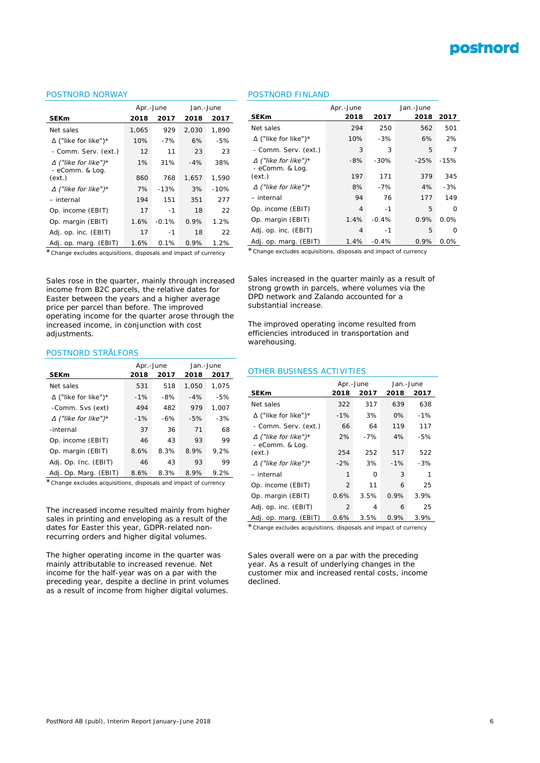## POSTNORD NORWAY

| SEKm | Apr.-June 2018 | Apr.-June 2017 | Jan.-June 2018 | Jan.-June 2017 |
|---|---|---|---|---|
| Net sales | 1,065 | 929 | 2,030 | 1,890 |
| Δ ("like for like")* | 10% | -7% | 6% | -5% |
| - Comm. Serv. (ext.) | 12 | 11 | 23 | 23 |
| *Δ ("like for like")** | 1% | 31% | -4% | 38% |
| - eComm. & Log. (ext.) | 860 | 768 | 1,657 | 1,590 |
| *Δ ("like for like")** | 7% | -13% | 3% | -10% |
| – internal | 194 | 151 | 351 | 277 |
| Op. income (EBIT) | 17 | -1 | 18 | 22 |
| Op. margin (EBIT) | 1.6% | -0.1% | 0.9% | 1.2% |
| Adj. op. inc. (EBIT) | 17 | -1 | 18 | 22 |
| Adj. op. marg. (EBIT) | 1.6% | 0.1% | 0.9% | 1.2% |

*Change excludes acquisitions, disposals and impact of currency

Sales rose in the quarter, mainly through increased income from B2C parcels, the relative dates for Easter between the years and a higher average price per parcel than before. The improved operating income for the quarter arose through the increased income, in conjunction with cost adjustments.

## POSTNORD STRÅLFORS

| SEKm | Apr.-June 2018 | Apr.-June 2017 | Jan.-June 2018 | Jan.-June 2017 |
|---|---|---|---|---|
| Net sales | 531 | 518 | 1,050 | 1,075 |
| Δ ("like for like")* | -1% | -8% | -4% | -5% |
| -Comm. Svs (ext) | 494 | 482 | 979 | 1,007 |
| *Δ ("like for like")** | -1% | -6% | -5% | -3% |
| -internal | 37 | 36 | 71 | 68 |
| Op. income (EBIT) | 46 | 43 | 93 | 99 |
| Op. margin (EBIT) | 8.6% | 8.3% | 8.9% | 9.2% |
| Adj. Op. Inc. (EBIT) | 46 | 43 | 93 | 99 |
| Adj. Op. Marg. (EBIT) | 8.6% | 8.3% | 8.9% | 9.2% |

*Change excludes acquisitions, disposals and impact of currency

The increased income resulted mainly from higher sales in printing and enveloping as a result of the dates for Easter this year, GDPR-related non-recurring orders and higher digital volumes.

The higher operating income in the quarter was mainly attributable to increased revenue. Net income for the half-year was on a par with the preceding year, despite a decline in print volumes as a result of income from higher digital volumes.

## POSTNORD FINLAND

| SEKm | Apr.-June 2018 | Apr.-June 2017 | Jan.-June 2018 | Jan.-June 2017 |
|---|---|---|---|---|
| Net sales | 294 | 250 | 562 | 501 |
| Δ ("like for like")* | 10% | -3% | 6% | 2% |
| - Comm. Serv. (ext.) | 3 | 3 | 5 | 7 |
| *Δ ("like for like")** | -8% | -30% | -25% | -15% |
| - eComm. & Log. (ext.) | 197 | 171 | 379 | 345 |
| *Δ ("like for like")** | 8% | -7% | 4% | -3% |
| – internal | 94 | 76 | 177 | 149 |
| Op. income (EBIT) | 4 | -1 | 5 | 0 |
| Op. margin (EBIT) | 1.4% | -0.4% | 0.9% | 0.0% |
| Adj. op. inc. (EBIT) | 4 | -1 | 5 | 0 |
| Adj. op. marg. (EBIT) | 1.4% | -0.4% | 0.9% | 0.0% |

*Change excludes acquisitions, disposals and impact of currency

Sales increased in the quarter mainly as a result of strong growth in parcels, where volumes via the DPD network and Zalando accounted for a substantial increase.

The improved operating income resulted from efficiencies introduced in transportation and warehousing.

## OTHER BUSINESS ACTIVITIES

| SEKm | Apr.-June 2018 | Apr.-June 2017 | Jan.-June 2018 | Jan.-June 2017 |
|---|---|---|---|---|
| Net sales | 322 | 317 | 639 | 638 |
| Δ ("like for like")* | -1% | 3% | 0% | -1% |
| - Comm. Serv. (ext.) | 66 | 64 | 119 | 117 |
| *Δ ("like for like")** | 2% | -7% | 4% | -5% |
| - eComm. & Log. (ext.) | 254 | 252 | 517 | 522 |
| *Δ ("like for like")** | -2% | 3% | -1% | -3% |
| – internal | 1 | 0 | 3 | 1 |
| Op. income (EBIT) | 2 | 11 | 6 | 25 |
| Op. margin (EBIT) | 0.6% | 3.5% | 0.9% | 3.9% |
| Adj. op. inc. (EBIT) | 2 | 4 | 6 | 25 |
| Adj. op. marg. (EBIT) | 0.6% | 3.5% | 0.9% | 3.9% |

*Change excludes acquisitions, disposals and impact of currency

Sales overall were on a par with the preceding year. As a result of underlying changes in the customer mix and increased rental costs, income declined.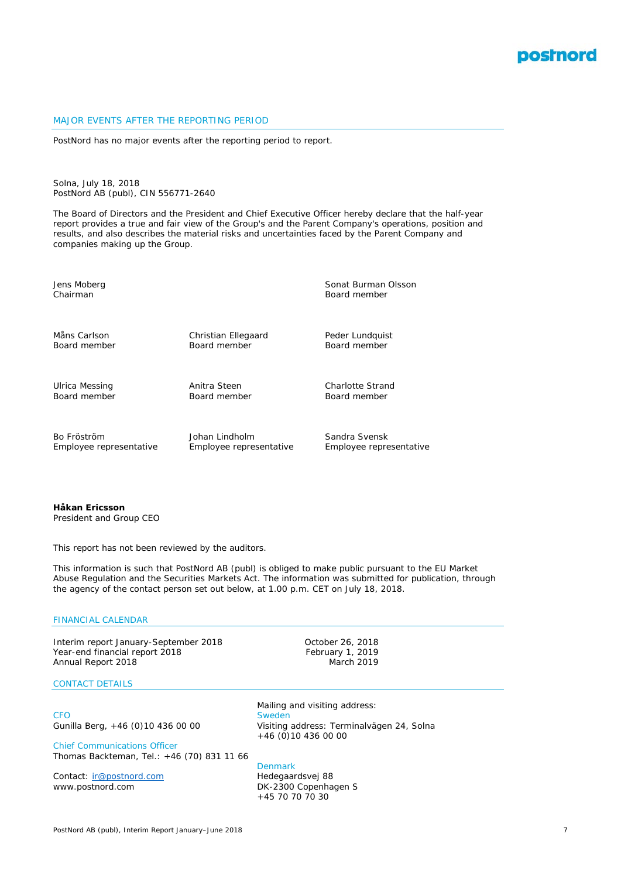## MAJOR EVENTS AFTER THE REPORTING PERIOD

PostNord has no major events after the reporting period to report.

Solna, July 18, 2018
PostNord AB (publ), CIN 556771-2640

The Board of Directors and the President and Chief Executive Officer hereby declare that the half-year report provides a true and fair view of the Group's and the Parent Company's operations, position and results, and also describes the material risks and uncertainties faced by the Parent Company and companies making up the Group.

Jens Moberg
Chairman

Sonat Burman Olsson
Board member

Måns Carlson
Board member

Christian Ellegaard
Board member

Peder Lundquist
Board member

Ulrica Messing
Board member

Anitra Steen
Board member

Charlotte Strand
Board member

Bo Fröström
Employee representative

Johan Lindholm
Employee representative

Sandra Svensk
Employee representative

**Håkan Ericsson**
President and Group CEO

This report has not been reviewed by the auditors.

This information is such that PostNord AB (publ) is obliged to make public pursuant to the EU Market Abuse Regulation and the Securities Markets Act. The information was submitted for publication, through the agency of the contact person set out below, at 1.00 p.m. CET on July 18, 2018.

## FINANCIAL CALENDAR

| | |
|---|---|
| Interim report January-September 2018 | October 26, 2018 |
| Year-end financial report 2018 | February 1, 2019 |
| Annual Report 2018 | March 2019 |

## CONTACT DETAILS

CFO
Gunilla Berg, +46 (0)10 436 00 00

Chief Communications Officer
Thomas Backteman, Tel.: +46 (70) 831 11 66

Contact: ir@postnord.com
www.postnord.com

Mailing and visiting address:

Sweden
Visiting address: Terminalvägen 24, Solna
+46 (0)10 436 00 00

Denmark
Hedegaardsvej 88
DK-2300 Copenhagen S
+45 70 70 70 30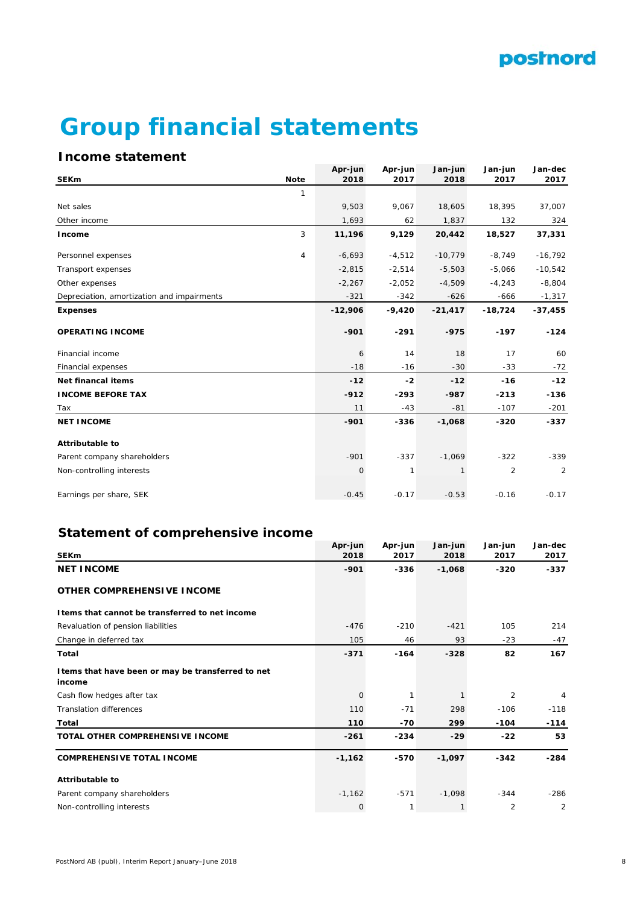# Group financial statements

## Income statement

| SEKm | Note | Apr-jun 2018 | Apr-jun 2017 | Jan-jun 2018 | Jan-jun 2017 | Jan-dec 2017 |
|---|---|---|---|---|---|---|
| | 1 | | | | | |
| Net sales | | 9,503 | 9,067 | 18,605 | 18,395 | 37,007 |
| Other income | | 1,693 | 62 | 1,837 | 132 | 324 |
| **Income** | 3 | **11,196** | **9,129** | **20,442** | **18,527** | **37,331** |
| Personnel expenses | 4 | -6,693 | -4,512 | -10,779 | -8,749 | -16,792 |
| Transport expenses | | -2,815 | -2,514 | -5,503 | -5,066 | -10,542 |
| Other expenses | | -2,267 | -2,052 | -4,509 | -4,243 | -8,804 |
| Depreciation, amortization and impairments | | -321 | -342 | -626 | -666 | -1,317 |
| **Expenses** | | **-12,906** | **-9,420** | **-21,417** | **-18,724** | **-37,455** |
| **OPERATING INCOME** | | **-901** | **-291** | **-975** | **-197** | **-124** |
| Financial income | | 6 | 14 | 18 | 17 | 60 |
| Financial expenses | | -18 | -16 | -30 | -33 | -72 |
| **Net financal items** | | **-12** | **-2** | **-12** | **-16** | **-12** |
| **INCOME BEFORE TAX** | | **-912** | **-293** | **-987** | **-213** | **-136** |
| Tax | | 11 | -43 | -81 | -107 | -201 |
| **NET INCOME** | | **-901** | **-336** | **-1,068** | **-320** | **-337** |
| **Attributable to** | | | | | | |
| Parent company shareholders | | -901 | -337 | -1,069 | -322 | -339 |
| Non-controlling interests | | 0 | 1 | 1 | 2 | 2 |
| Earnings per share, SEK | | -0.45 | -0.17 | -0.53 | -0.16 | -0.17 |

## Statement of comprehensive income

| SEKm | Apr-jun 2018 | Apr-jun 2017 | Jan-jun 2018 | Jan-jun 2017 | Jan-dec 2017 |
|---|---|---|---|---|---|
| **NET INCOME** | **-901** | **-336** | **-1,068** | **-320** | **-337** |
| **OTHER COMPREHENSIVE INCOME** | | | | | |
| **Items that cannot be transferred to net income** | | | | | |
| Revaluation of pension liabilities | -476 | -210 | -421 | 105 | 214 |
| Change in deferred tax | 105 | 46 | 93 | -23 | -47 |
| **Total** | **-371** | **-164** | **-328** | **82** | **167** |
| **Items that have been or may be transferred to net income** | | | | | |
| Cash flow hedges after tax | 0 | 1 | 1 | 2 | 4 |
| Translation differences | 110 | -71 | 298 | -106 | -118 |
| **Total** | **110** | **-70** | **299** | **-104** | **-114** |
| **TOTAL OTHER COMPREHENSIVE INCOME** | **-261** | **-234** | **-29** | **-22** | **53** |
| **COMPREHENSIVE TOTAL INCOME** | **-1,162** | **-570** | **-1,097** | **-342** | **-284** |
| **Attributable to** | | | | | |
| Parent company shareholders | -1,162 | -571 | -1,098 | -344 | -286 |
| Non-controlling interests | 0 | 1 | 1 | 2 | 2 |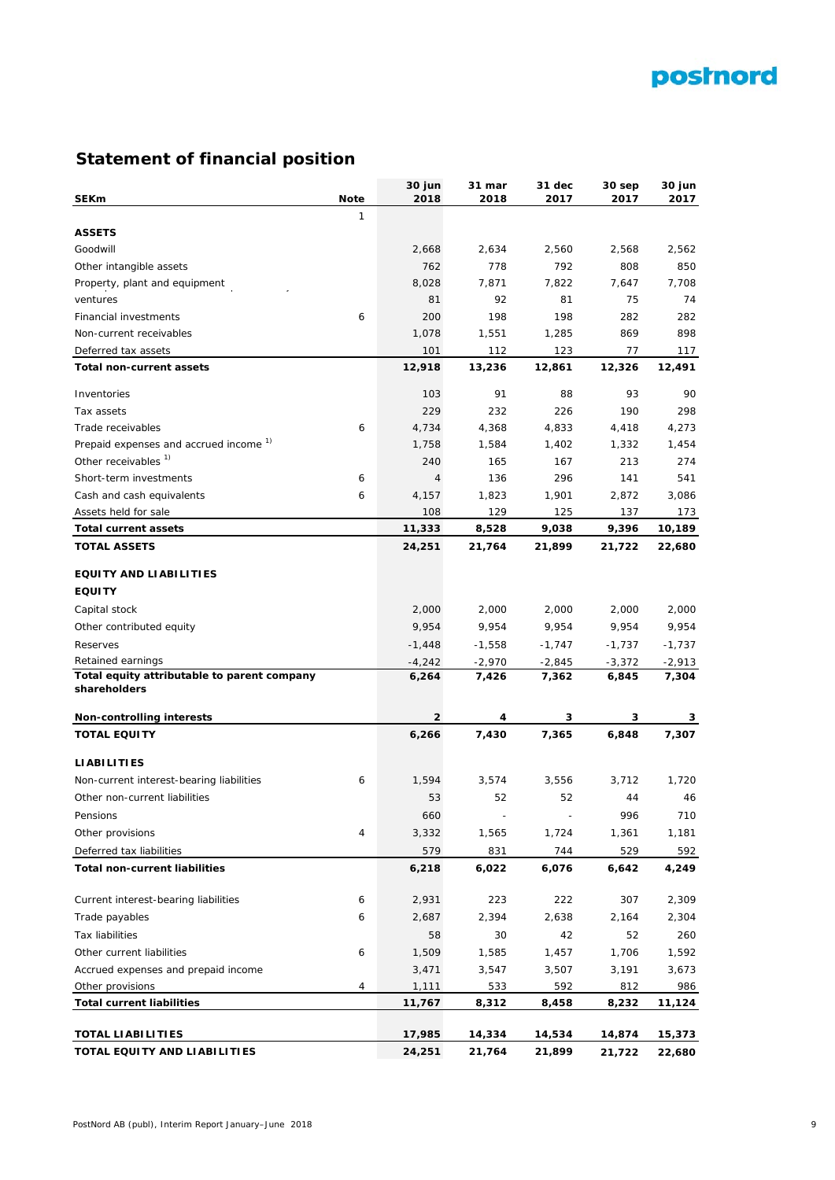## Statement of financial position

| SEKm | Note | 30 jun 2018 | 31 mar 2018 | 31 dec 2017 | 30 sep 2017 | 30 jun 2017 |
|---|---|---|---|---|---|---|
| | 1 | | | | | |
| **ASSETS** | | | | | | |
| Goodwill | | 2,668 | 2,634 | 2,560 | 2,568 | 2,562 |
| Other intangible assets | | 762 | 778 | 792 | 808 | 850 |
| Property, plant and equipment | | 8,028 | 7,871 | 7,822 | 7,647 | 7,708 |
| ventures | | 81 | 92 | 81 | 75 | 74 |
| Financial investments | 6 | 200 | 198 | 198 | 282 | 282 |
| Non-current receivables | | 1,078 | 1,551 | 1,285 | 869 | 898 |
| Deferred tax assets | | 101 | 112 | 123 | 77 | 117 |
| **Total non-current assets** | | **12,918** | **13,236** | **12,861** | **12,326** | **12,491** |
| Inventories | | 103 | 91 | 88 | 93 | 90 |
| Tax assets | | 229 | 232 | 226 | 190 | 298 |
| Trade receivables | 6 | 4,734 | 4,368 | 4,833 | 4,418 | 4,273 |
| Prepaid expenses and accrued income [1)] | | 1,758 | 1,584 | 1,402 | 1,332 | 1,454 |
| Other receivables [1)] | | 240 | 165 | 167 | 213 | 274 |
| Short-term investments | 6 | 4 | 136 | 296 | 141 | 541 |
| Cash and cash equivalents | 6 | 4,157 | 1,823 | 1,901 | 2,872 | 3,086 |
| Assets held for sale | | 108 | 129 | 125 | 137 | 173 |
| **Total current assets** | | **11,333** | **8,528** | **9,038** | **9,396** | **10,189** |
| **TOTAL ASSETS** | | **24,251** | **21,764** | **21,899** | **21,722** | **22,680** |
| **EQUITY AND LIABILITIES** | | | | | | |
| **EQUITY** | | | | | | |
| Capital stock | | 2,000 | 2,000 | 2,000 | 2,000 | 2,000 |
| Other contributed equity | | 9,954 | 9,954 | 9,954 | 9,954 | 9,954 |
| Reserves | | -1,448 | -1,558 | -1,747 | -1,737 | -1,737 |
| Retained earnings | | -4,242 | -2,970 | -2,845 | -3,372 | -2,913 |
| **Total equity attributable to parent company shareholders** | | **6,264** | **7,426** | **7,362** | **6,845** | **7,304** |
| **Non-controlling interests** | | **2** | **4** | **3** | **3** | **3** |
| **TOTAL EQUITY** | | **6,266** | **7,430** | **7,365** | **6,848** | **7,307** |
| **LIABILITIES** | | | | | | |
| Non-current interest-bearing liabilities | 6 | 1,594 | 3,574 | 3,556 | 3,712 | 1,720 |
| Other non-current liabilities | | 53 | 52 | 52 | 44 | 46 |
| Pensions | | 660 | - | - | 996 | 710 |
| Other provisions | 4 | 3,332 | 1,565 | 1,724 | 1,361 | 1,181 |
| Deferred tax liabilities | | 579 | 831 | 744 | 529 | 592 |
| **Total non-current liabilities** | | **6,218** | **6,022** | **6,076** | **6,642** | **4,249** |
| Current interest-bearing liabilities | 6 | 2,931 | 223 | 222 | 307 | 2,309 |
| Trade payables | 6 | 2,687 | 2,394 | 2,638 | 2,164 | 2,304 |
| Tax liabilities | | 58 | 30 | 42 | 52 | 260 |
| Other current liabilities | 6 | 1,509 | 1,585 | 1,457 | 1,706 | 1,592 |
| Accrued expenses and prepaid income | | 3,471 | 3,547 | 3,507 | 3,191 | 3,673 |
| Other provisions | 4 | 1,111 | 533 | 592 | 812 | 986 |
| **Total current liabilities** | | **11,767** | **8,312** | **8,458** | **8,232** | **11,124** |
| **TOTAL LIABILITIES** | | **17,985** | **14,334** | **14,534** | **14,874** | **15,373** |
| **TOTAL EQUITY AND LIABILITIES** | | **24,251** | **21,764** | **21,899** | **21,722** | **22,680** |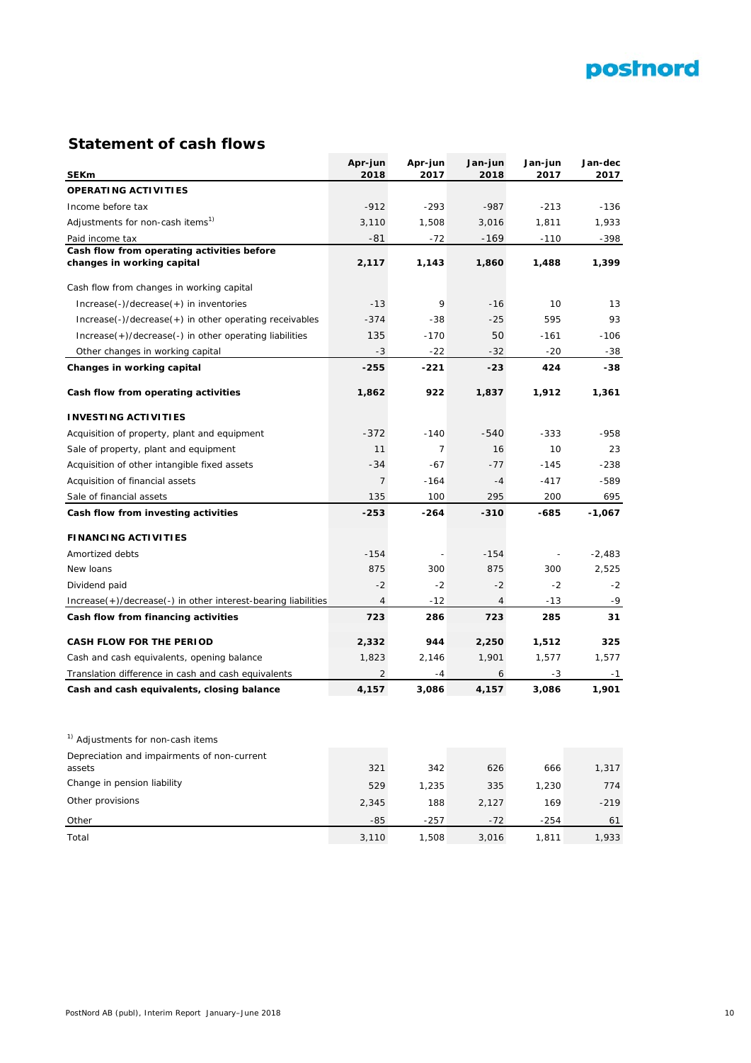## Statement of cash flows

| SEKm | Apr-jun 2018 | Apr-jun 2017 | Jan-jun 2018 | Jan-jun 2017 | Jan-dec 2017 |
|---|---|---|---|---|---|
| **OPERATING ACTIVITIES** | | | | | |
| Income before tax | -912 | -293 | -987 | -213 | -136 |
| Adjustments for non-cash items[1)] | 3,110 | 1,508 | 3,016 | 1,811 | 1,933 |
| Paid income tax | -81 | -72 | -169 | -110 | -398 |
| **Cash flow from operating activities before changes in working capital** | **2,117** | **1,143** | **1,860** | **1,488** | **1,399** |
| Cash flow from changes in working capital | | | | | |
| Increase(-)/decrease(+) in inventories | -13 | 9 | -16 | 10 | 13 |
| Increase(-)/decrease(+) in other operating receivables | -374 | -38 | -25 | 595 | 93 |
| Increase(+)/decrease(-) in other operating liabilities | 135 | -170 | 50 | -161 | -106 |
| Other changes in working capital | -3 | -22 | -32 | -20 | -38 |
| **Changes in working capital** | **-255** | **-221** | **-23** | **424** | **-38** |
| **Cash flow from operating activities** | **1,862** | **922** | **1,837** | **1,912** | **1,361** |
| **INVESTING ACTIVITIES** | | | | | |
| Acquisition of property, plant and equipment | -372 | -140 | -540 | -333 | -958 |
| Sale of property, plant and equipment | 11 | 7 | 16 | 10 | 23 |
| Acquisition of other intangible fixed assets | -34 | -67 | -77 | -145 | -238 |
| Acquisition of financial assets | 7 | -164 | -4 | -417 | -589 |
| Sale of financial assets | 135 | 100 | 295 | 200 | 695 |
| **Cash flow from investing activities** | **-253** | **-264** | **-310** | **-685** | **-1,067** |
| **FINANCING ACTIVITIES** | | | | | |
| Amortized debts | -154 | - | -154 | - | -2,483 |
| New loans | 875 | 300 | 875 | 300 | 2,525 |
| Dividend paid | -2 | -2 | -2 | -2 | -2 |
| Increase(+)/decrease(-) in other interest-bearing liabilities | 4 | -12 | 4 | -13 | -9 |
| **Cash flow from financing activities** | **723** | **286** | **723** | **285** | **31** |
| **CASH FLOW FOR THE PERIOD** | **2,332** | **944** | **2,250** | **1,512** | **325** |
| Cash and cash equivalents, opening balance | 1,823 | 2,146 | 1,901 | 1,577 | 1,577 |
| Translation difference in cash and cash equivalents | 2 | -4 | 6 | -3 | -1 |
| **Cash and cash equivalents, closing balance** | **4,157** | **3,086** | **4,157** | **3,086** | **1,901** |

[1)] Adjustments for non-cash items

| | Apr-jun 2018 | Apr-jun 2017 | Jan-jun 2018 | Jan-jun 2017 | Jan-dec 2017 |
|---|---|---|---|---|---|
| Depreciation and impairments of non-current assets | 321 | 342 | 626 | 666 | 1,317 |
| Change in pension liability | 529 | 1,235 | 335 | 1,230 | 774 |
| Other provisions | 2,345 | 188 | 2,127 | 169 | -219 |
| Other | -85 | -257 | -72 | -254 | 61 |
| Total | 3,110 | 1,508 | 3,016 | 1,811 | 1,933 |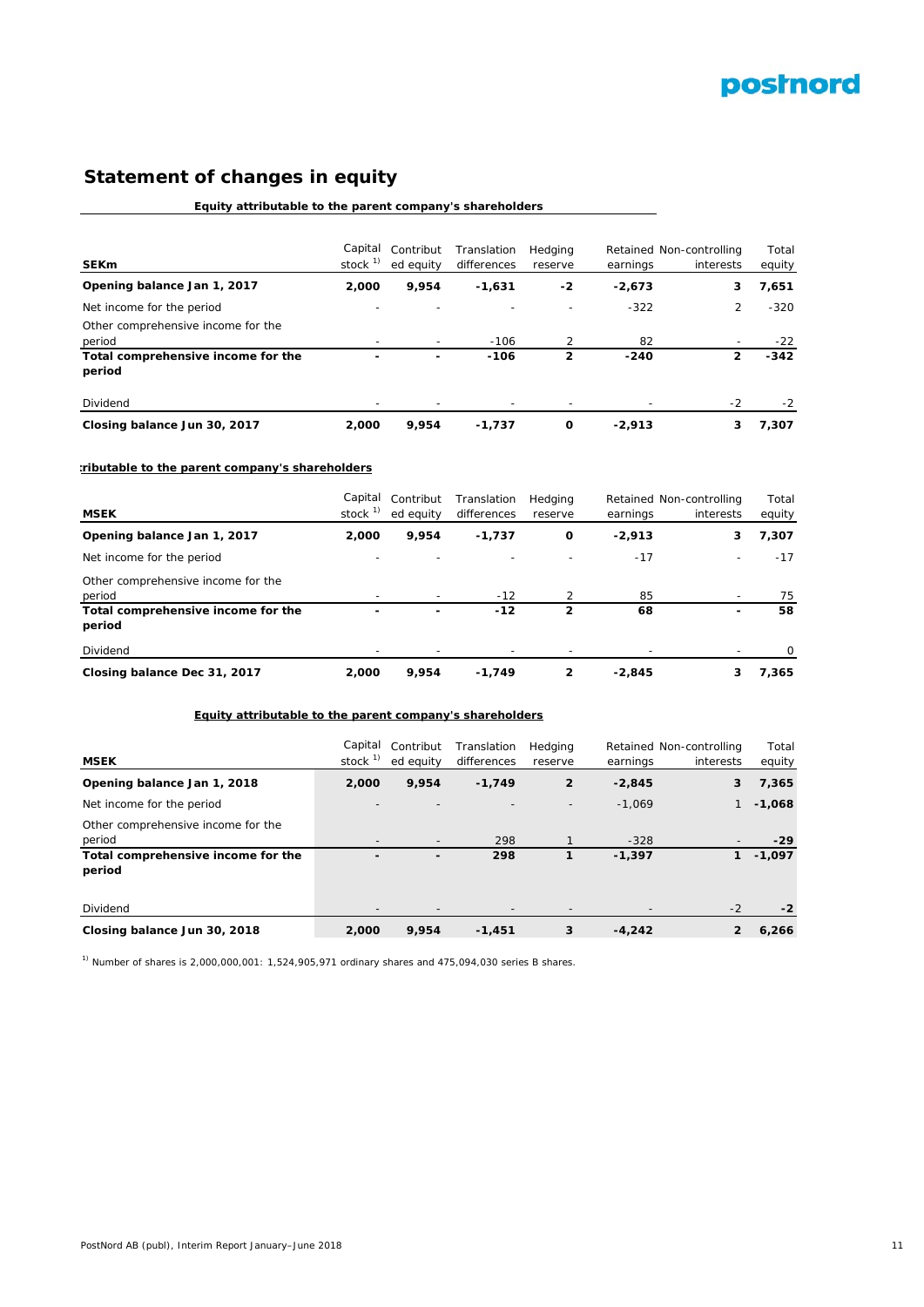## Statement of changes in equity

| SEKm | Capital stock [1] | Contributed equity | Translation differences | Hedging reserve | Retained earnings | Non-controlling interests | Total equity |
|---|---|---|---|---|---|---|---|
| | Equity attributable to the parent company's shareholders | | | | | | |
| **Opening balance Jan 1, 2017** | **2,000** | **9,954** | **-1,631** | **-2** | **-2,673** | **3** | **7,651** |
| Net income for the period | - | - | - | - | -322 | 2 | -320 |
| Other comprehensive income for the period | - | - | -106 | 2 | 82 | - | -22 |
| **Total comprehensive income for the period** | **-** | **-** | **-106** | **2** | **-240** | **2** | **-342** |
| Dividend | - | - | - | - | - | -2 | -2 |
| **Closing balance Jun 30, 2017** | **2,000** | **9,954** | **-1,737** | **0** | **-2,913** | **3** | **7,307** |

| MSEK | Capital stock [1] | Contributed equity | Translation differences | Hedging reserve | Retained earnings | Non-controlling interests | Total equity |
|---|---|---|---|---|---|---|---|
| | :ributable to the parent company's shareholders | | | | | | |
| **Opening balance Jan 1, 2017** | **2,000** | **9,954** | **-1,737** | **0** | **-2,913** | **3** | **7,307** |
| Net income for the period | - | - | - | - | -17 | - | -17 |
| Other comprehensive income for the period | - | - | -12 | 2 | 85 | - | 75 |
| **Total comprehensive income for the period** | **-** | **-** | **-12** | **2** | **68** | **-** | **58** |
| Dividend | - | - | - | - | - | - | 0 |
| **Closing balance Dec 31, 2017** | **2,000** | **9,954** | **-1,749** | **2** | **-2,845** | **3** | **7,365** |

| MSEK | Capital stock [1] | Contributed equity | Translation differences | Hedging reserve | Retained earnings | Non-controlling interests | Total equity |
|---|---|---|---|---|---|---|---|
| | Equity attributable to the parent company's shareholders | | | | | | |
| **Opening balance Jan 1, 2018** | **2,000** | **9,954** | **-1,749** | **2** | **-2,845** | **3** | **7,365** |
| Net income for the period | - | - | - | - | -1,069 | 1 | **-1,068** |
| Other comprehensive income for the period | - | - | 298 | 1 | -328 | - | **-29** |
| **Total comprehensive income for the period** | **-** | **-** | **298** | **1** | **-1,397** | **1** | **-1,097** |
| Dividend | - | - | - | - | - | -2 | **-2** |
| **Closing balance Jun 30, 2018** | **2,000** | **9,954** | **-1,451** | **3** | **-4,242** | **2** | **6,266** |

[1] Number of shares is 2,000,000,001: 1,524,905,971 ordinary shares and 475,094,030 series B shares.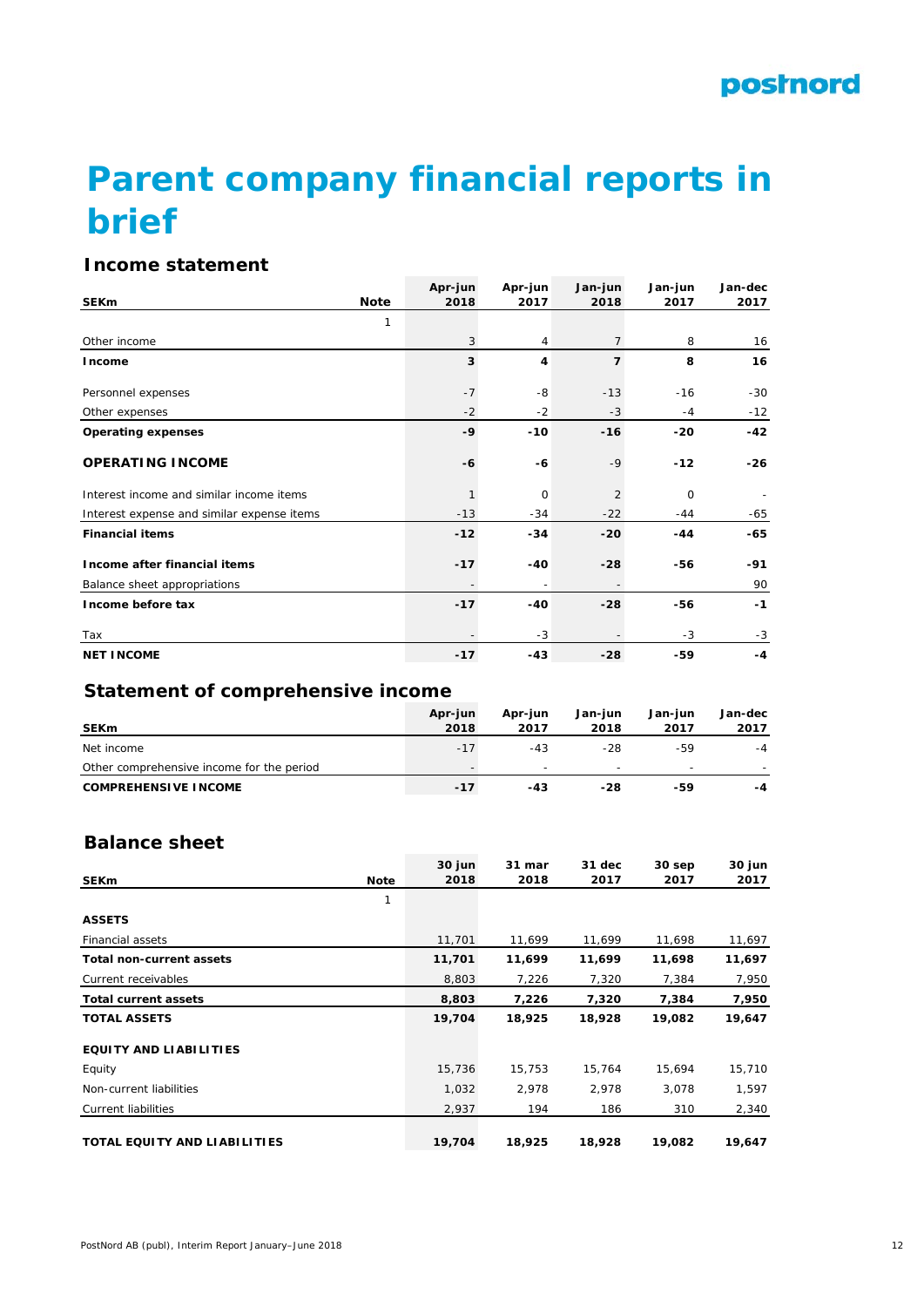# Parent company financial reports in brief

## Income statement

| SEKm | Note | Apr-jun 2018 | Apr-jun 2017 | Jan-jun 2018 | Jan-jun 2017 | Jan-dec 2017 |
|---|---|---|---|---|---|---|
| | 1 | | | | | |
| Other income | | 3 | 4 | 7 | 8 | 16 |
| **Income** | | **3** | **4** | **7** | **8** | **16** |
| Personnel expenses | | -7 | -8 | -13 | -16 | -30 |
| Other expenses | | -2 | -2 | -3 | -4 | -12 |
| **Operating expenses** | | **-9** | **-10** | **-16** | **-20** | **-42** |
| **OPERATING INCOME** | | **-6** | **-6** | -9 | **-12** | **-26** |
| Interest income and similar income items | | 1 | 0 | 2 | 0 | - |
| Interest expense and similar expense items | | -13 | -34 | -22 | -44 | -65 |
| **Financial items** | | **-12** | **-34** | **-20** | **-44** | **-65** |
| **Income after financial items** | | **-17** | **-40** | **-28** | **-56** | **-91** |
| Balance sheet appropriations | | - | - | - | | 90 |
| **Income before tax** | | **-17** | **-40** | **-28** | **-56** | **-1** |
| Tax | | - | -3 | - | -3 | -3 |
| **NET INCOME** | | **-17** | **-43** | **-28** | **-59** | **-4** |

## Statement of comprehensive income

| SEKm | Apr-jun 2018 | Apr-jun 2017 | Jan-jun 2018 | Jan-jun 2017 | Jan-dec 2017 |
|---|---|---|---|---|---|
| Net income | -17 | -43 | -28 | -59 | -4 |
| Other comprehensive income for the period | - | - | - | - | - |
| **COMPREHENSIVE INCOME** | **-17** | **-43** | **-28** | **-59** | **-4** |

## Balance sheet

| SEKm | Note | 30 jun 2018 | 31 mar 2018 | 31 dec 2017 | 30 sep 2017 | 30 jun 2017 |
|---|---|---|---|---|---|---|
| | 1 | | | | | |
| **ASSETS** | | | | | | |
| Financial assets | | 11,701 | 11,699 | 11,699 | 11,698 | 11,697 |
| **Total non-current assets** | | **11,701** | **11,699** | **11,699** | **11,698** | **11,697** |
| Current receivables | | 8,803 | 7,226 | 7,320 | 7,384 | 7,950 |
| **Total current assets** | | **8,803** | **7,226** | **7,320** | **7,384** | **7,950** |
| **TOTAL ASSETS** | | **19,704** | **18,925** | **18,928** | **19,082** | **19,647** |
| **EQUITY AND LIABILITIES** | | | | | | |
| Equity | | 15,736 | 15,753 | 15,764 | 15,694 | 15,710 |
| Non-current liabilities | | 1,032 | 2,978 | 2,978 | 3,078 | 1,597 |
| Current liabilities | | 2,937 | 194 | 186 | 310 | 2,340 |
| **TOTAL EQUITY AND LIABILITIES** | | **19,704** | **18,925** | **18,928** | **19,082** | **19,647** |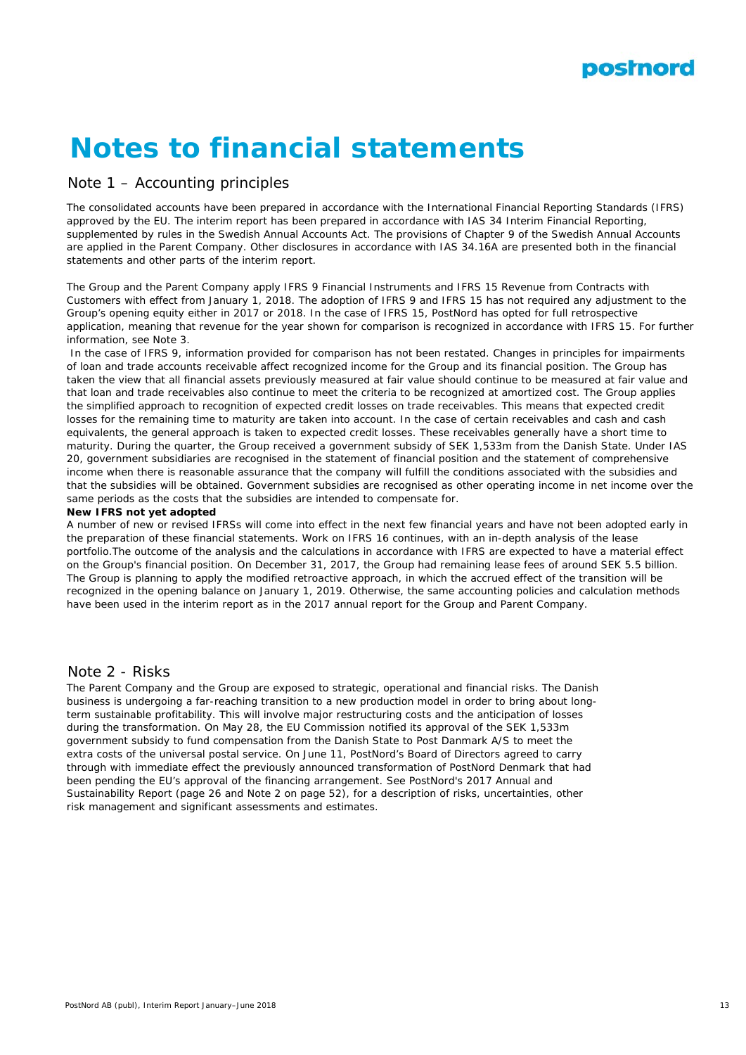# Notes to financial statements

## Note 1 – Accounting principles

The consolidated accounts have been prepared in accordance with the International Financial Reporting Standards (IFRS) approved by the EU. The interim report has been prepared in accordance with IAS 34 Interim Financial Reporting, supplemented by rules in the Swedish Annual Accounts Act. The provisions of Chapter 9 of the Swedish Annual Accounts are applied in the Parent Company. Other disclosures in accordance with IAS 34.16A are presented both in the financial statements and other parts of the interim report.

The Group and the Parent Company apply IFRS 9 Financial Instruments and IFRS 15 Revenue from Contracts with Customers with effect from January 1, 2018. The adoption of IFRS 9 and IFRS 15 has not required any adjustment to the Group's opening equity either in 2017 or 2018. In the case of IFRS 15, PostNord has opted for full retrospective application, meaning that revenue for the year shown for comparison is recognized in accordance with IFRS 15. For further information, see Note 3.

In the case of IFRS 9, information provided for comparison has not been restated. Changes in principles for impairments of loan and trade accounts receivable affect recognized income for the Group and its financial position. The Group has taken the view that all financial assets previously measured at fair value should continue to be measured at fair value and that loan and trade receivables also continue to meet the criteria to be recognized at amortized cost. The Group applies the simplified approach to recognition of expected credit losses on trade receivables. This means that expected credit losses for the remaining time to maturity are taken into account. In the case of certain receivables and cash and cash equivalents, the general approach is taken to expected credit losses. These receivables generally have a short time to maturity. During the quarter, the Group received a government subsidy of SEK 1,533m from the Danish State. Under IAS 20, government subsidiaries are recognised in the statement of financial position and the statement of comprehensive income when there is reasonable assurance that the company will fulfill the conditions associated with the subsidies and that the subsidies will be obtained. Government subsidies are recognised as other operating income in net income over the same periods as the costs that the subsidies are intended to compensate for.

**New IFRS not yet adopted**

A number of new or revised IFRSs will come into effect in the next few financial years and have not been adopted early in the preparation of these financial statements. Work on IFRS 16 continues, with an in-depth analysis of the lease portfolio.The outcome of the analysis and the calculations in accordance with IFRS are expected to have a material effect on the Group's financial position. On December 31, 2017, the Group had remaining lease fees of around SEK 5.5 billion. The Group is planning to apply the modified retroactive approach, in which the accrued effect of the transition will be recognized in the opening balance on January 1, 2019. Otherwise, the same accounting policies and calculation methods have been used in the interim report as in the 2017 annual report for the Group and Parent Company.

## Note 2 - Risks

The Parent Company and the Group are exposed to strategic, operational and financial risks. The Danish business is undergoing a far-reaching transition to a new production model in order to bring about long-term sustainable profitability. This will involve major restructuring costs and the anticipation of losses during the transformation. On May 28, the EU Commission notified its approval of the SEK 1,533m government subsidy to fund compensation from the Danish State to Post Danmark A/S to meet the extra costs of the universal postal service. On June 11, PostNord's Board of Directors agreed to carry through with immediate effect the previously announced transformation of PostNord Denmark that had been pending the EU's approval of the financing arrangement. See PostNord's 2017 Annual and Sustainability Report (page 26 and Note 2 on page 52), for a description of risks, uncertainties, other risk management and significant assessments and estimates.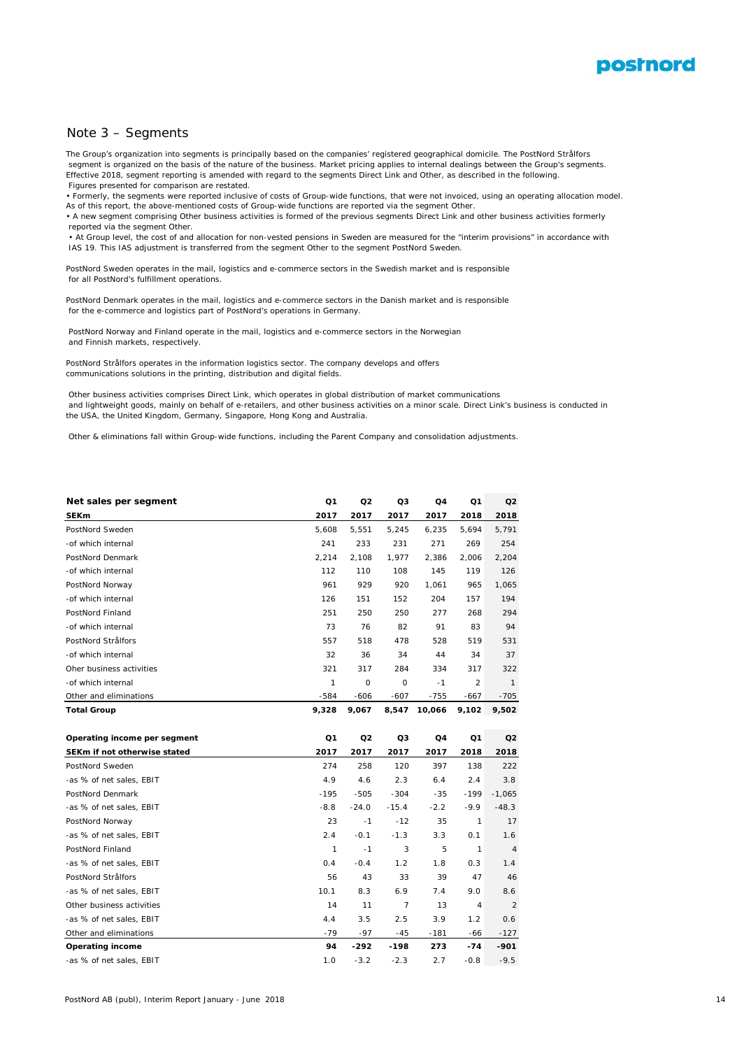## Note 3 – Segments

The Group's organization into segments is principally based on the companies' registered geographical domicile. The PostNord Strålfors segment is organized on the basis of the nature of the business. Market pricing applies to internal dealings between the Group's segments. Effective 2018, segment reporting is amended with regard to the segments Direct Link and Other, as described in the following. Figures presented for comparison are restated.

- Formerly, the segments were reported inclusive of costs of Group-wide functions, that were not invoiced, using an operating allocation model. As of this report, the above-mentioned costs of Group-wide functions are reported via the segment Other.
- A new segment comprising Other business activities is formed of the previous segments Direct Link and other business activities formerly reported via the segment Other.
- At Group level, the cost of and allocation for non-vested pensions in Sweden are measured for the "interim provisions" in accordance with IAS 19. This IAS adjustment is transferred from the segment Other to the segment PostNord Sweden.

PostNord Sweden operates in the mail, logistics and e-commerce sectors in the Swedish market and is responsible for all PostNord's fulfillment operations.

PostNord Denmark operates in the mail, logistics and e-commerce sectors in the Danish market and is responsible for the e-commerce and logistics part of PostNord's operations in Germany.

PostNord Norway and Finland operate in the mail, logistics and e-commerce sectors in the Norwegian and Finnish markets, respectively.

PostNord Strålfors operates in the information logistics sector. The company develops and offers communications solutions in the printing, distribution and digital fields.

Other business activities comprises Direct Link, which operates in global distribution of market communications and lightweight goods, mainly on behalf of e-retailers, and other business activities on a minor scale. Direct Link's business is conducted in the USA, the United Kingdom, Germany, Singapore, Hong Kong and Australia.

Other & eliminations fall within Group-wide functions, including the Parent Company and consolidation adjustments.

| **Net sales per segment** | Q1 | Q2 | Q3 | Q4 | Q1 | Q2 |
|---|---|---|---|---|---|---|
| **SEKm** | **2017** | **2017** | **2017** | **2017** | **2018** | **2018** |
| PostNord Sweden | 5,608 | 5,551 | 5,245 | 6,235 | 5,694 | 5,791 |
| -of which internal | 241 | 233 | 231 | 271 | 269 | 254 |
| PostNord Denmark | 2,214 | 2,108 | 1,977 | 2,386 | 2,006 | 2,204 |
| -of which internal | 112 | 110 | 108 | 145 | 119 | 126 |
| PostNord Norway | 961 | 929 | 920 | 1,061 | 965 | 1,065 |
| -of which internal | 126 | 151 | 152 | 204 | 157 | 194 |
| PostNord Finland | 251 | 250 | 250 | 277 | 268 | 294 |
| -of which internal | 73 | 76 | 82 | 91 | 83 | 94 |
| PostNord Strålfors | 557 | 518 | 478 | 528 | 519 | 531 |
| -of which internal | 32 | 36 | 34 | 44 | 34 | 37 |
| Oher business activities | 321 | 317 | 284 | 334 | 317 | 322 |
| -of which internal | 1 | 0 | 0 | -1 | 2 | 1 |
| Other and eliminations | -584 | -606 | -607 | -755 | -667 | -705 |
| **Total Group** | **9,328** | **9,067** | **8,547** | **10,066** | **9,102** | **9,502** |

| **Operating income per segment** | Q1 | Q2 | Q3 | Q4 | Q1 | Q2 |
|---|---|---|---|---|---|---|
| **SEKm if not otherwise stated** | **2017** | **2017** | **2017** | **2017** | **2018** | **2018** |
| PostNord Sweden | 274 | 258 | 120 | 397 | 138 | 222 |
| -as % of net sales, EBIT | 4.9 | 4.6 | 2.3 | 6.4 | 2.4 | 3.8 |
| PostNord Denmark | -195 | -505 | -304 | -35 | -199 | -1,065 |
| -as % of net sales, EBIT | -8.8 | -24.0 | -15.4 | -2.2 | -9.9 | -48.3 |
| PostNord Norway | 23 | -1 | -12 | 35 | 1 | 17 |
| -as % of net sales, EBIT | 2.4 | -0.1 | -1.3 | 3.3 | 0.1 | 1.6 |
| PostNord Finland | 1 | -1 | 3 | 5 | 1 | 4 |
| -as % of net sales, EBIT | 0.4 | -0.4 | 1.2 | 1.8 | 0.3 | 1.4 |
| PostNord Strålfors | 56 | 43 | 33 | 39 | 47 | 46 |
| -as % of net sales, EBIT | 10.1 | 8.3 | 6.9 | 7.4 | 9.0 | 8.6 |
| Other business activities | 14 | 11 | 7 | 13 | 4 | 2 |
| -as % of net sales, EBIT | 4.4 | 3.5 | 2.5 | 3.9 | 1.2 | 0.6 |
| Other and eliminations | -79 | -97 | -45 | -181 | -66 | -127 |
| **Operating income** | **94** | **-292** | **-198** | **273** | **-74** | **-901** |
| -as % of net sales, EBIT | 1.0 | -3.2 | -2.3 | 2.7 | -0.8 | -9.5 |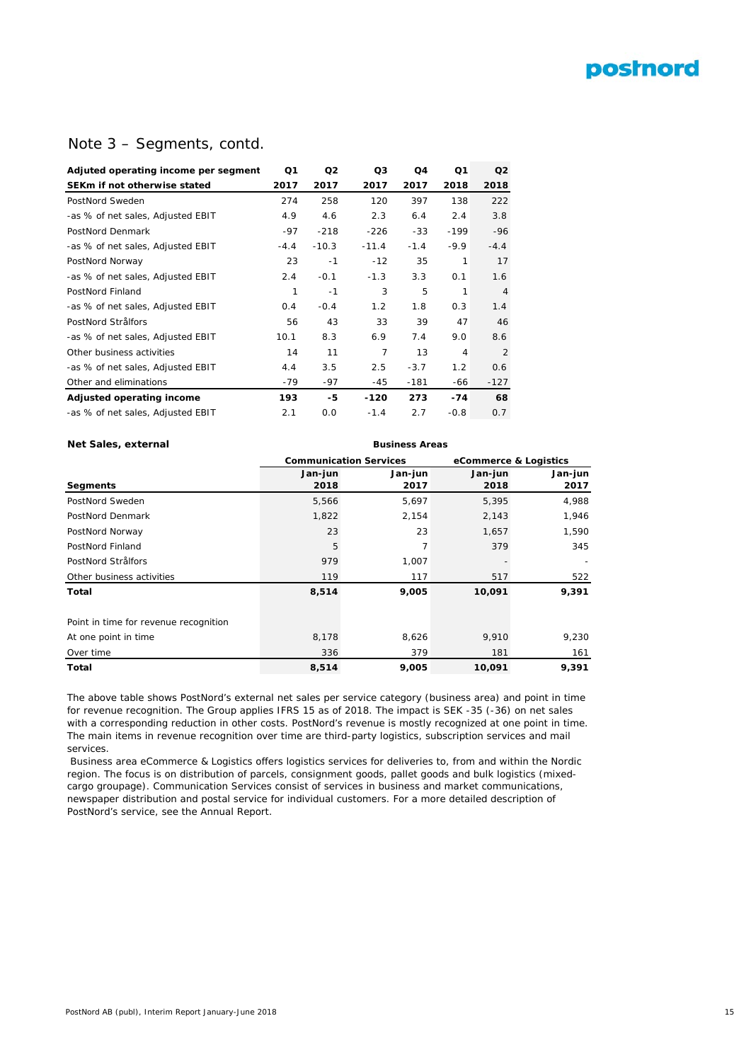## Note 3 – Segments, contd.

| Adjuted operating income per segment<br>SEKm if not otherwise stated | Q1<br>2017 | Q2<br>2017 | Q3<br>2017 | Q4<br>2017 | Q1<br>2018 | Q2<br>2018 |
|---|---|---|---|---|---|---|
| PostNord Sweden | 274 | 258 | 120 | 397 | 138 | 222 |
| -as % of net sales, Adjusted EBIT | 4.9 | 4.6 | 2.3 | 6.4 | 2.4 | 3.8 |
| PostNord Denmark | -97 | -218 | -226 | -33 | -199 | -96 |
| -as % of net sales, Adjusted EBIT | -4.4 | -10.3 | -11.4 | -1.4 | -9.9 | -4.4 |
| PostNord Norway | 23 | -1 | -12 | 35 | 1 | 17 |
| -as % of net sales, Adjusted EBIT | 2.4 | -0.1 | -1.3 | 3.3 | 0.1 | 1.6 |
| PostNord Finland | 1 | -1 | 3 | 5 | 1 | 4 |
| -as % of net sales, Adjusted EBIT | 0.4 | -0.4 | 1.2 | 1.8 | 0.3 | 1.4 |
| PostNord Strålfors | 56 | 43 | 33 | 39 | 47 | 46 |
| -as % of net sales, Adjusted EBIT | 10.1 | 8.3 | 6.9 | 7.4 | 9.0 | 8.6 |
| Other business activities | 14 | 11 | 7 | 13 | 4 | 2 |
| -as % of net sales, Adjusted EBIT | 4.4 | 3.5 | 2.5 | -3.7 | 1.2 | 0.6 |
| Other and eliminations | -79 | -97 | -45 | -181 | -66 | -127 |
| **Adjusted operating income** | **193** | **-5** | **-120** | **273** | **-74** | **68** |
| -as % of net sales, Adjusted EBIT | 2.1 | 0.0 | -1.4 | 2.7 | -0.8 | 0.7 |

| **Net Sales, external** | **Business Areas** | | | |
|---|---|---|---|---|
| | **Communication Services** | | **eCommerce & Logistics** | |
| **Segments** | **Jan-jun 2018** | **Jan-jun 2017** | **Jan-jun 2018** | **Jan-jun 2017** |
| PostNord Sweden | 5,566 | 5,697 | 5,395 | 4,988 |
| PostNord Denmark | 1,822 | 2,154 | 2,143 | 1,946 |
| PostNord Norway | 23 | 23 | 1,657 | 1,590 |
| PostNord Finland | 5 | 7 | 379 | 345 |
| PostNord Strålfors | 979 | 1,007 | - | - |
| Other business activities | 119 | 117 | 517 | 522 |
| **Total** | **8,514** | **9,005** | **10,091** | **9,391** |
| | | | | |
| Point in time for revenue recognition | | | | |
| At one point in time | 8,178 | 8,626 | 9,910 | 9,230 |
| Over time | 336 | 379 | 181 | 161 |
| **Total** | **8,514** | **9,005** | **10,091** | **9,391** |

The above table shows PostNord's external net sales per service category (business area) and point in time for revenue recognition. The Group applies IFRS 15 as of 2018. The impact is SEK -35 (-36) on net sales with a corresponding reduction in other costs. PostNord's revenue is mostly recognized at one point in time. The main items in revenue recognition over time are third-party logistics, subscription services and mail services.

Business area eCommerce & Logistics offers logistics services for deliveries to, from and within the Nordic region. The focus is on distribution of parcels, consignment goods, pallet goods and bulk logistics (mixed-cargo groupage). Communication Services consist of services in business and market communications, newspaper distribution and postal service for individual customers. For a more detailed description of PostNord's service, see the Annual Report.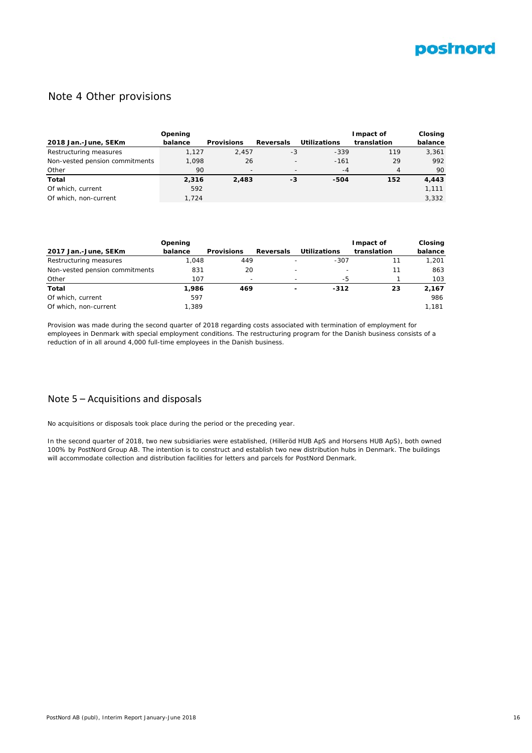## Note 4 Other provisions

| 2018 Jan.-June, SEKm | Opening balance | Provisions | Reversals | Utilizations | Impact of translation | Closing balance |
|---|---|---|---|---|---|---|
| Restructuring measures | 1,127 | 2,457 | -3 | -339 | 119 | 3,361 |
| Non-vested pension commitments | 1,098 | 26 | - | -161 | 29 | 992 |
| Other | 90 | - | - | -4 | 4 | 90 |
| **Total** | **2,316** | **2,483** | **-3** | **-504** | **152** | **4,443** |
| Of which, current | 592 | | | | | 1,111 |
| Of which, non-current | 1,724 | | | | | 3,332 |

| 2017 Jan.-June, SEKm | Opening balance | Provisions | Reversals | Utilizations | Impact of translation | Closing balance |
|---|---|---|---|---|---|---|
| Restructuring measures | 1,048 | 449 | - | -307 | 11 | 1,201 |
| Non-vested pension commitments | 831 | 20 | - | - | 11 | 863 |
| Other | 107 | - | - | -5 | 1 | 103 |
| **Total** | **1,986** | **469** | **-** | **-312** | **23** | **2,167** |
| Of which, current | 597 | | | | | 986 |
| Of which, non-current | 1,389 | | | | | 1,181 |

Provision was made during the second quarter of 2018 regarding costs associated with termination of employment for employees in Denmark with special employment conditions. The restructuring program for the Danish business consists of a reduction of in all around 4,000 full-time employees in the Danish business.

## Note 5 – Acquisitions and disposals

No acquisitions or disposals took place during the period or the preceding year.

In the second quarter of 2018, two new subsidiaries were established, (Hilleröd HUB ApS and Horsens HUB ApS), both owned 100% by PostNord Group AB. The intention is to construct and establish two new distribution hubs in Denmark. The buildings will accommodate collection and distribution facilities for letters and parcels for PostNord Denmark.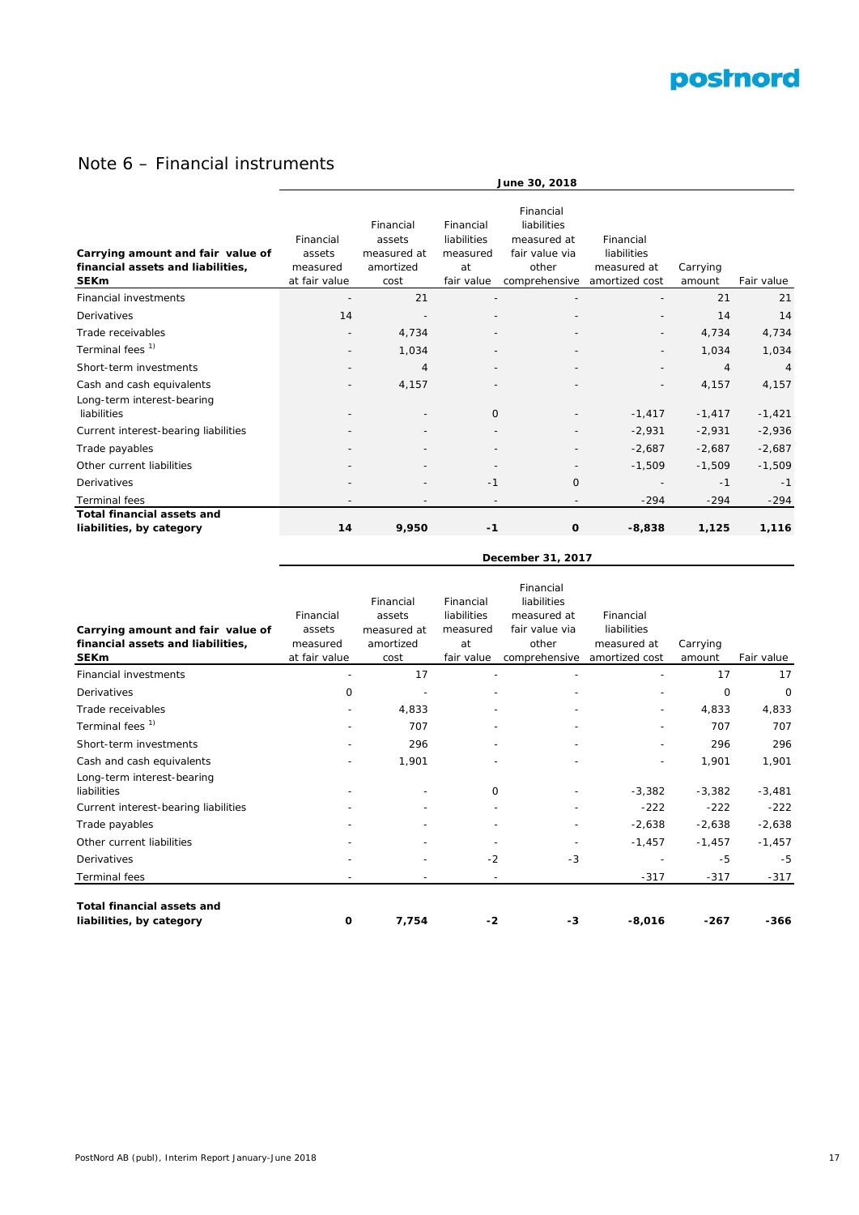# Note 6 – Financial instruments

| Carrying amount and fair value of financial assets and liabilities, SEKm | June 30, 2018 | | | | | | |
|---|---|---|---|---|---|---|---|
| | Financial assets measured at fair value | Financial assets measured at amortized cost | Financial liabilities measured at fair value | Financial liabilities measured at fair value via other comprehensive | Financial liabilities measured at amortized cost | Carrying amount | Fair value |
| Financial investments | - | 21 | - | - | - | 21 | 21 |
| Derivatives | 14 | - | - | - | - | 14 | 14 |
| Trade receivables | - | 4,734 | - | - | - | 4,734 | 4,734 |
| Terminal fees [1)] | - | 1,034 | - | - | - | 1,034 | 1,034 |
| Short-term investments | - | 4 | - | - | - | 4 | 4 |
| Cash and cash equivalents | - | 4,157 | - | - | - | 4,157 | 4,157 |
| Long-term interest-bearing liabilities | - | - | 0 | - | -1,417 | -1,417 | -1,421 |
| Current interest-bearing liabilities | - | - | - | - | -2,931 | -2,931 | -2,936 |
| Trade payables | - | - | - | - | -2,687 | -2,687 | -2,687 |
| Other current liabilities | - | - | - | - | -1,509 | -1,509 | -1,509 |
| Derivatives | - | - | -1 | 0 | - | -1 | -1 |
| Terminal fees | - | - | - | - | -294 | -294 | -294 |
| **Total financial assets and liabilities, by category** | **14** | **9,950** | **-1** | **0** | **-8,838** | **1,125** | **1,116** |

| Carrying amount and fair value of financial assets and liabilities, SEKm | December 31, 2017 | | | | | | |
|---|---|---|---|---|---|---|---|
| | Financial assets measured at fair value | Financial assets measured at amortized cost | Financial liabilities measured at fair value | Financial liabilities measured at fair value via other comprehensive | Financial liabilities measured at amortized cost | Carrying amount | Fair value |
| Financial investments | - | 17 | - | - | - | 17 | 17 |
| Derivatives | 0 | - | - | - | - | 0 | 0 |
| Trade receivables | - | 4,833 | - | - | - | 4,833 | 4,833 |
| Terminal fees [1)] | - | 707 | - | - | - | 707 | 707 |
| Short-term investments | - | 296 | - | - | - | 296 | 296 |
| Cash and cash equivalents | - | 1,901 | - | - | - | 1,901 | 1,901 |
| Long-term interest-bearing liabilities | - | - | 0 | - | -3,382 | -3,382 | -3,481 |
| Current interest-bearing liabilities | - | - | - | - | -222 | -222 | -222 |
| Trade payables | - | - | - | - | -2,638 | -2,638 | -2,638 |
| Other current liabilities | - | - | - | - | -1,457 | -1,457 | -1,457 |
| Derivatives | - | - | -2 | -3 | - | -5 | -5 |
| Terminal fees | - | - | - | - | -317 | -317 | -317 |
| **Total financial assets and liabilities, by category** | **0** | **7,754** | **-2** | **-3** | **-8,016** | **-267** | **-366** |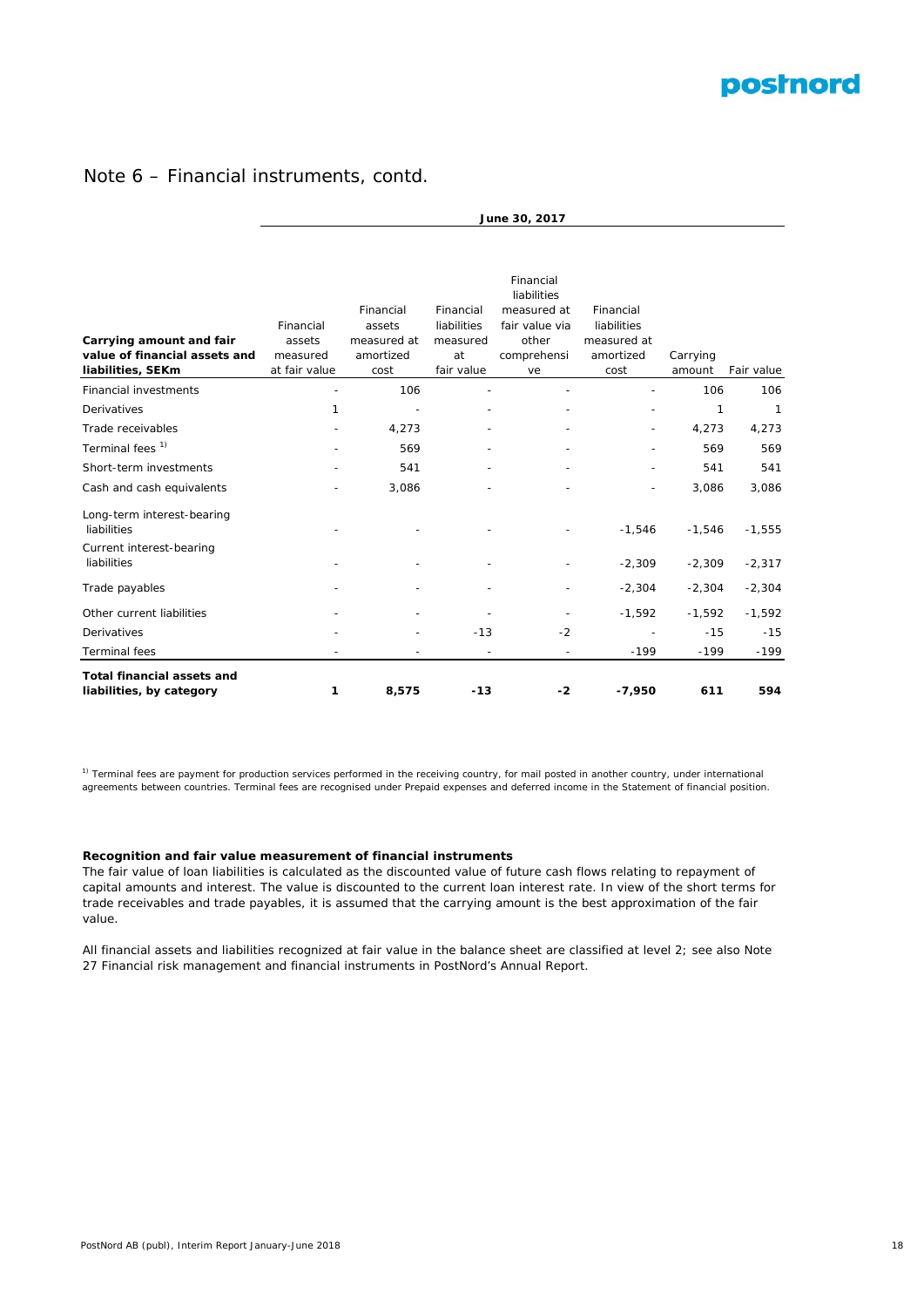# Note 6 – Financial instruments, contd.

| Carrying amount and fair value of financial assets and liabilities, SEKm | June 30, 2017 | | | | | | |
|---|---|---|---|---|---|---|---|
| | Financial assets measured at fair value | Financial assets measured at amortized cost | Financial liabilities measured at fair value | Financial liabilities measured at fair value via other comprehensive | Financial liabilities measured at amortized cost | Carrying amount | Fair value |
| Financial investments | - | 106 | - | - | - | 106 | 106 |
| Derivatives | 1 | - | - | - | - | 1 | 1 |
| Trade receivables | - | 4,273 | - | - | - | 4,273 | 4,273 |
| Terminal fees [1)] | - | 569 | - | - | - | 569 | 569 |
| Short-term investments | - | 541 | - | - | - | 541 | 541 |
| Cash and cash equivalents | - | 3,086 | - | - | - | 3,086 | 3,086 |
| Long-term interest-bearing liabilities | - | - | - | - | -1,546 | -1,546 | -1,555 |
| Current interest-bearing liabilities | - | - | - | - | -2,309 | -2,309 | -2,317 |
| Trade payables | - | - | - | - | -2,304 | -2,304 | -2,304 |
| Other current liabilities | - | - | - | - | -1,592 | -1,592 | -1,592 |
| Derivatives | - | - | -13 | -2 | - | -15 | -15 |
| Terminal fees | - | - | - | - | -199 | -199 | -199 |
| **Total financial assets and liabilities, by category** | **1** | **8,575** | **-13** | **-2** | **-7,950** | **611** | **594** |

[1)] Terminal fees are payment for production services performed in the receiving country, for mail posted in another country, under international agreements between countries. Terminal fees are recognised under Prepaid expenses and deferred income in the Statement of financial position.

**Recognition and fair value measurement of financial instruments**

The fair value of loan liabilities is calculated as the discounted value of future cash flows relating to repayment of capital amounts and interest. The value is discounted to the current loan interest rate. In view of the short terms for trade receivables and trade payables, it is assumed that the carrying amount is the best approximation of the fair value.

All financial assets and liabilities recognized at fair value in the balance sheet are classified at level 2; see also Note 27 Financial risk management and financial instruments in PostNord's Annual Report.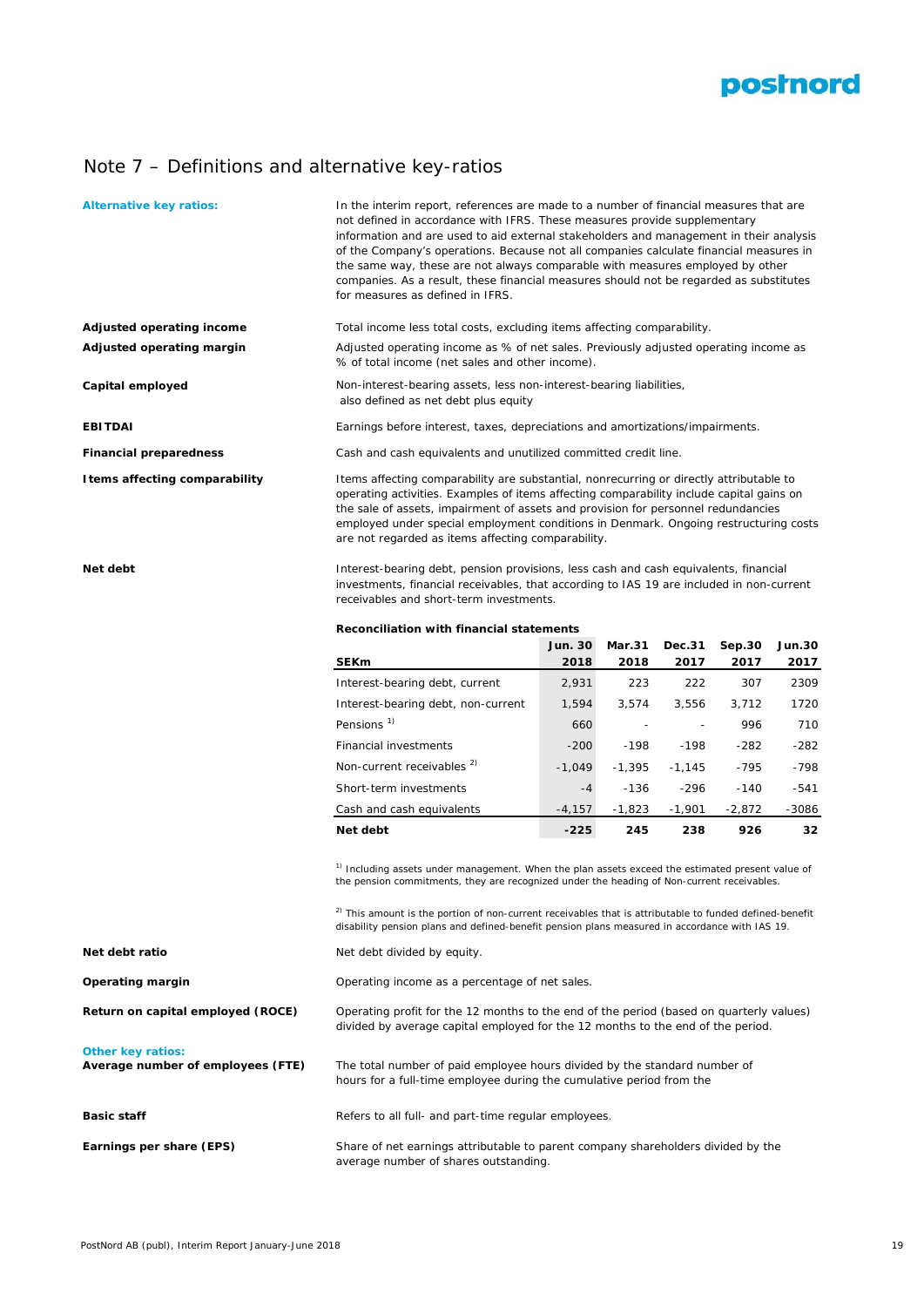# Note 7 – Definitions and alternative key-ratios

**Alternative key ratios:**

In the interim report, references are made to a number of financial measures that are not defined in accordance with IFRS. These measures provide supplementary information and are used to aid external stakeholders and management in their analysis of the Company's operations. Because not all companies calculate financial measures in the same way, these are not always comparable with measures employed by other companies. As a result, these financial measures should not be regarded as substitutes for measures as defined in IFRS.

**Adjusted operating income**

Total income less total costs, excluding items affecting comparability.

**Adjusted operating margin**

Adjusted operating income as % of net sales. Previously adjusted operating income as % of total income (net sales and other income).

**Capital employed**

Non-interest-bearing assets, less non-interest-bearing liabilities, also defined as net debt plus equity

**EBITDAI**

Earnings before interest, taxes, depreciations and amortizations/impairments.

**Financial preparedness**

Cash and cash equivalents and unutilized committed credit line.

**Items affecting comparability**

Items affecting comparability are substantial, nonrecurring or directly attributable to operating activities. Examples of items affecting comparability include capital gains on the sale of assets, impairment of assets and provision for personnel redundancies employed under special employment conditions in Denmark. Ongoing restructuring costs are not regarded as items affecting comparability.

**Net debt**

Interest-bearing debt, pension provisions, less cash and cash equivalents, financial investments, financial receivables, that according to IAS 19 are included in non-current receivables and short-term investments.

**Reconciliation with financial statements**

| SEKm | Jun. 30 2018 | Mar.31 2018 | Dec.31 2017 | Sep.30 2017 | Jun.30 2017 |
|---|---|---|---|---|---|
| Interest-bearing debt, current | 2,931 | 223 | 222 | 307 | 2309 |
| Interest-bearing debt, non-current | 1,594 | 3,574 | 3,556 | 3,712 | 1720 |
| Pensions [1] | 660 | - | - | 996 | 710 |
| Financial investments | -200 | -198 | -198 | -282 | -282 |
| Non-current receivables [2] | -1,049 | -1,395 | -1,145 | -795 | -798 |
| Short-term investments | -4 | -136 | -296 | -140 | -541 |
| Cash and cash equivalents | -4,157 | -1,823 | -1,901 | -2,872 | -3086 |
| **Net debt** | **-225** | **245** | **238** | **926** | **32** |

[1] Including assets under management. When the plan assets exceed the estimated present value of the pension commitments, they are recognized under the heading of Non-current receivables.

[2] This amount is the portion of non-current receivables that is attributable to funded defined-benefit disability pension plans and defined-benefit pension plans measured in accordance with IAS 19.

**Net debt ratio**

Net debt divided by equity.

**Operating margin**

Operating income as a percentage of net sales.

**Return on capital employed (ROCE)**

Operating profit for the 12 months to the end of the period (based on quarterly values) divided by average capital employed for the 12 months to the end of the period.

**Other key ratios:**

**Average number of employees (FTE)**

The total number of paid employee hours divided by the standard number of hours for a full-time employee during the cumulative period from the

**Basic staff**

Refers to all full- and part-time regular employees.

**Earnings per share (EPS)**

Share of net earnings attributable to parent company shareholders divided by the average number of shares outstanding.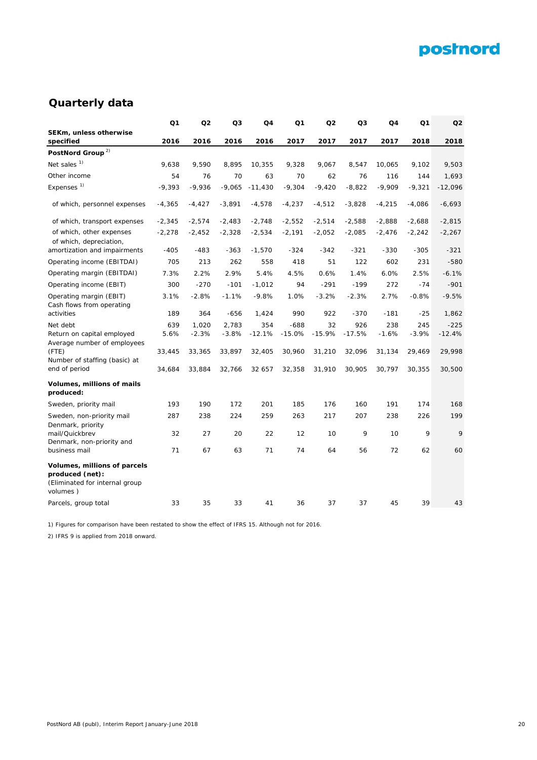## Quarterly data

| SEKm, unless otherwise specified | Q1 2016 | Q2 2016 | Q3 2016 | Q4 2016 | Q1 2017 | Q2 2017 | Q3 2017 | Q4 2017 | Q1 2018 | Q2 2018 |
|---|---|---|---|---|---|---|---|---|---|---|
| **PostNord Group** [2] | | | | | | | | | | |
| Net sales [1] | 9,638 | 9,590 | 8,895 | 10,355 | 9,328 | 9,067 | 8,547 | 10,065 | 9,102 | 9,503 |
| Other income | 54 | 76 | 70 | 63 | 70 | 62 | 76 | 116 | 144 | 1,693 |
| Expenses [1] | -9,393 | -9,936 | -9,065 | -11,430 | -9,304 | -9,420 | -8,822 | -9,909 | -9,321 | -12,096 |
| of which, personnel expenses | -4,365 | -4,427 | -3,891 | -4,578 | -4,237 | -4,512 | -3,828 | -4,215 | -4,086 | -6,693 |
| of which, transport expenses | -2,345 | -2,574 | -2,483 | -2,748 | -2,552 | -2,514 | -2,588 | -2,888 | -2,688 | -2,815 |
| of which, other expenses | -2,278 | -2,452 | -2,328 | -2,534 | -2,191 | -2,052 | -2,085 | -2,476 | -2,242 | -2,267 |
| of which, depreciation, amortization and impairments | -405 | -483 | -363 | -1,570 | -324 | -342 | -321 | -330 | -305 | -321 |
| Operating income (EBITDAI) | 705 | 213 | 262 | 558 | 418 | 51 | 122 | 602 | 231 | -580 |
| Operating margin (EBITDAI) | 7.3% | 2.2% | 2.9% | 5.4% | 4.5% | 0.6% | 1.4% | 6.0% | 2.5% | -6.1% |
| Operating income (EBIT) | 300 | -270 | -101 | -1,012 | 94 | -291 | -199 | 272 | -74 | -901 |
| Operating margin (EBIT) | 3.1% | -2.8% | -1.1% | -9.8% | 1.0% | -3.2% | -2.3% | 2.7% | -0.8% | -9.5% |
| Cash flows from operating activities | 189 | 364 | -656 | 1,424 | 990 | 922 | -370 | -181 | -25 | 1,862 |
| Net debt | 639 | 1,020 | 2,783 | 354 | -688 | 32 | 926 | 238 | 245 | -225 |
| Return on capital employed | 5.6% | -2.3% | -3.8% | -12.1% | -15.0% | -15.9% | -17.5% | -1.6% | -3.9% | -12.4% |
| Average number of employees (FTE) | 33,445 | 33,365 | 33,897 | 32,405 | 30,960 | 31,210 | 32,096 | 31,134 | 29,469 | 29,998 |
| Number of staffing (basic) at end of period | 34,684 | 33,884 | 32,766 | 32 657 | 32,358 | 31,910 | 30,905 | 30,797 | 30,355 | 30,500 |
| **Volumes, millions of mails produced:** | | | | | | | | | | |
| Sweden, priority mail | 193 | 190 | 172 | 201 | 185 | 176 | 160 | 191 | 174 | 168 |
| Sweden, non-priority mail | 287 | 238 | 224 | 259 | 263 | 217 | 207 | 238 | 226 | 199 |
| Denmark, priority mail/Quickbrev | 32 | 27 | 20 | 22 | 12 | 10 | 9 | 10 | 9 | 9 |
| Denmark, non-priority and business mail | 71 | 67 | 63 | 71 | 74 | 64 | 56 | 72 | 62 | 60 |
| **Volumes, millions of parcels produced (net):** (Eliminated for internal group volumes ) | | | | | | | | | | |
| Parcels, group total | 33 | 35 | 33 | 41 | 36 | 37 | 37 | 45 | 39 | 43 |

1) Figures for comparison have been restated to show the effect of IFRS 15. Although not for 2016.

2) IFRS 9 is applied from 2018 onward.